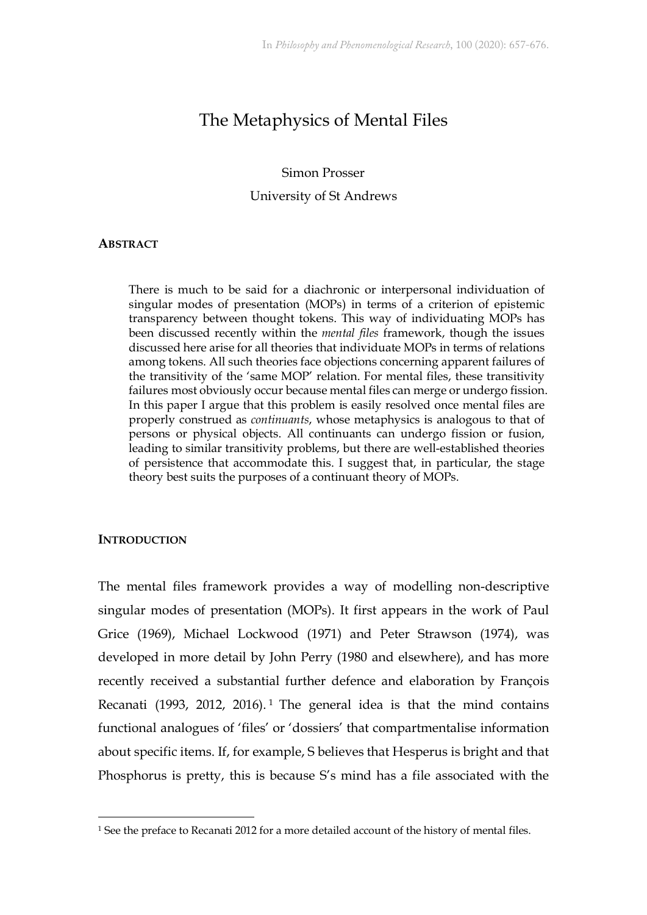# The Metaphysics of Mental Files

Simon Prosser

University of St Andrews

## ABSTRACT

> There is much to be said for a diachronic or interpersonal individuation of singular modes of presentation (MOPs) in terms of a criterion of epistemic transparency between thought tokens. This way of individuating MOPs has been discussed recently within the *mental files* framework, though the issues discussed here arise for all theories that individuate MOPs in terms of relations among tokens. All such theories face objections concerning apparent failures of the transitivity of the 'same MOP' relation. For mental files, these transitivity failures most obviously occur because mental files can merge or undergo fission. In this paper I argue that this problem is easily resolved once mental files are properly construed as *continuants*, whose metaphysics is analogous to that of persons or physical objects. All continuants can undergo fission or fusion, leading to similar transitivity problems, but there are well-established theories of persistence that accommodate this. I suggest that, in particular, the stage theory best suits the purposes of a continuant theory of MOPs.

## INTRODUCTION

The mental files framework provides a way of modelling non-descriptive singular modes of presentation (MOPs). It first appears in the work of Paul Grice (1969), Michael Lockwood (1971) and Peter Strawson (1974), was developed in more detail by John Perry (1980 and elsewhere), and has more recently received a substantial further defence and elaboration by François Recanati (1993, 2012, 2016).[1] The general idea is that the mind contains functional analogues of 'files' or 'dossiers' that compartmentalise information about specific items. If, for example, S believes that Hesperus is bright and that Phosphorus is pretty, this is because S's mind has a file associated with the

[1] See the preface to Recanati 2012 for a more detailed account of the history of mental files.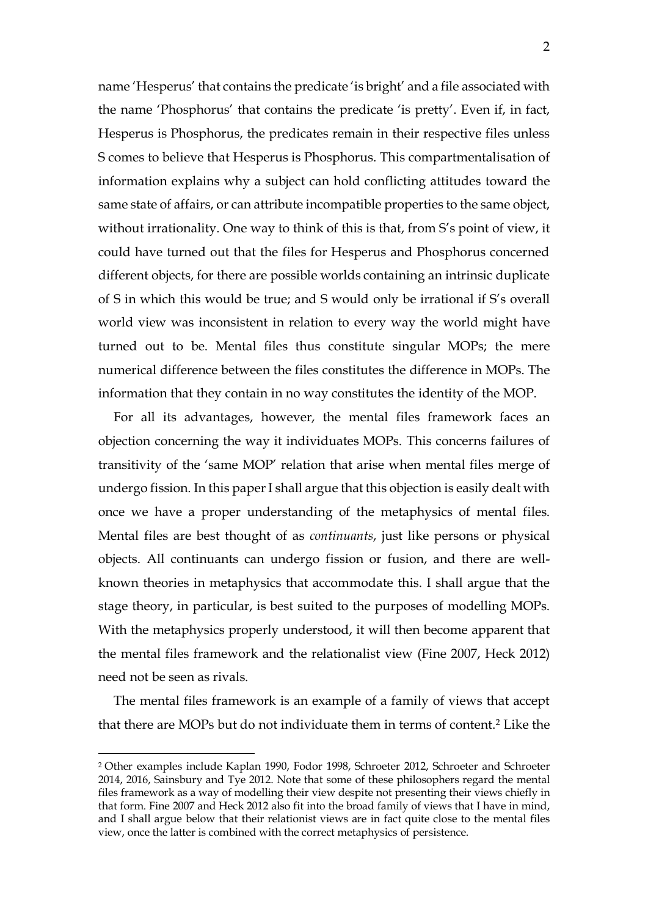name 'Hesperus' that contains the predicate 'is bright' and a file associated with the name 'Phosphorus' that contains the predicate 'is pretty'. Even if, in fact, Hesperus is Phosphorus, the predicates remain in their respective files unless S comes to believe that Hesperus is Phosphorus. This compartmentalisation of information explains why a subject can hold conflicting attitudes toward the same state of affairs, or can attribute incompatible properties to the same object, without irrationality. One way to think of this is that, from S's point of view, it could have turned out that the files for Hesperus and Phosphorus concerned different objects, for there are possible worlds containing an intrinsic duplicate of S in which this would be true; and S would only be irrational if S's overall world view was inconsistent in relation to every way the world might have turned out to be. Mental files thus constitute singular MOPs; the mere numerical difference between the files constitutes the difference in MOPs. The information that they contain in no way constitutes the identity of the MOP.

For all its advantages, however, the mental files framework faces an objection concerning the way it individuates MOPs. This concerns failures of transitivity of the 'same MOP' relation that arise when mental files merge of undergo fission. In this paper I shall argue that this objection is easily dealt with once we have a proper understanding of the metaphysics of mental files. Mental files are best thought of as *continuants*, just like persons or physical objects. All continuants can undergo fission or fusion, and there are well-known theories in metaphysics that accommodate this. I shall argue that the stage theory, in particular, is best suited to the purposes of modelling MOPs. With the metaphysics properly understood, it will then become apparent that the mental files framework and the relationalist view (Fine 2007, Heck 2012) need not be seen as rivals.

The mental files framework is an example of a family of views that accept that there are MOPs but do not individuate them in terms of content.[2] Like the

[2] Other examples include Kaplan 1990, Fodor 1998, Schroeter 2012, Schroeter and Schroeter 2014, 2016, Sainsbury and Tye 2012. Note that some of these philosophers regard the mental files framework as a way of modelling their view despite not presenting their views chiefly in that form. Fine 2007 and Heck 2012 also fit into the broad family of views that I have in mind, and I shall argue below that their relationist views are in fact quite close to the mental files view, once the latter is combined with the correct metaphysics of persistence.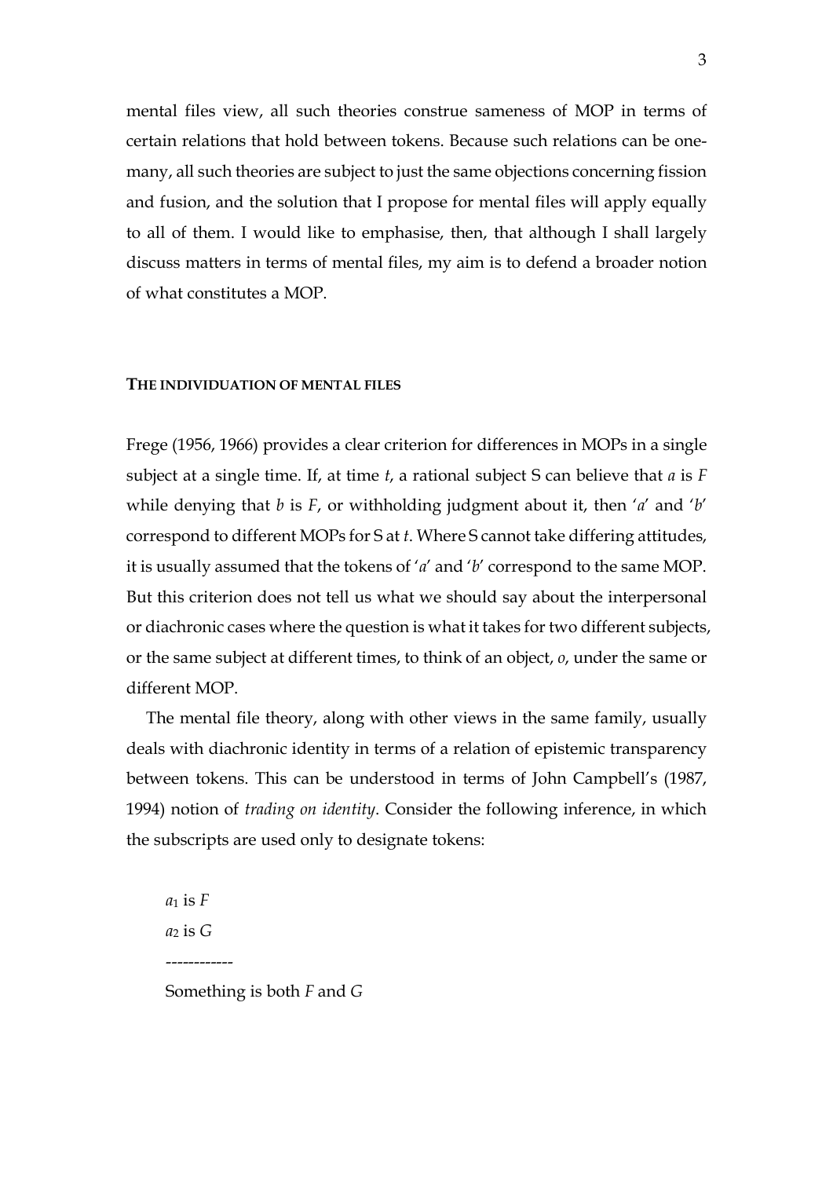mental files view, all such theories construe sameness of MOP in terms of certain relations that hold between tokens. Because such relations can be one-many, all such theories are subject to just the same objections concerning fission and fusion, and the solution that I propose for mental files will apply equally to all of them. I would like to emphasise, then, that although I shall largely discuss matters in terms of mental files, my aim is to defend a broader notion of what constitutes a MOP.

## THE INDIVIDUATION OF MENTAL FILES

Frege (1956, 1966) provides a clear criterion for differences in MOPs in a single subject at a single time. If, at time *t*, a rational subject S can believe that *a* is *F* while denying that *b* is *F*, or withholding judgment about it, then '*a*' and '*b*' correspond to different MOPs for S at *t*. Where S cannot take differing attitudes, it is usually assumed that the tokens of '*a*' and '*b*' correspond to the same MOP. But this criterion does not tell us what we should say about the interpersonal or diachronic cases where the question is what it takes for two different subjects, or the same subject at different times, to think of an object, *o*, under the same or different MOP.

The mental file theory, along with other views in the same family, usually deals with diachronic identity in terms of a relation of epistemic transparency between tokens. This can be understood in terms of John Campbell's (1987, 1994) notion of *trading on identity*. Consider the following inference, in which the subscripts are used only to designate tokens:

$a_1$ is *F*

$a_2$ is *G*

------------

Something is both *F* and *G*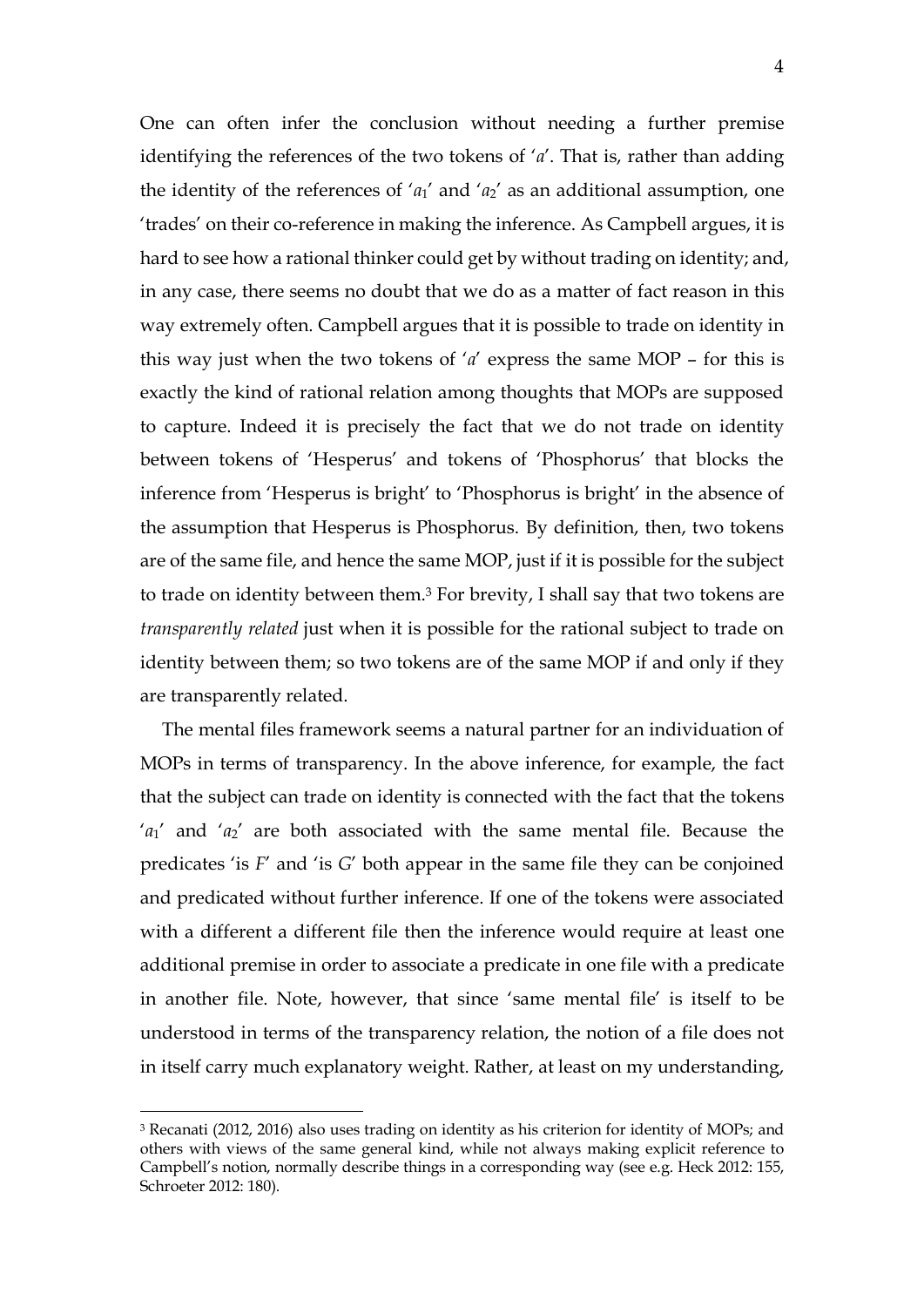One can often infer the conclusion without needing a further premise identifying the references of the two tokens of '*a*'. That is, rather than adding the identity of the references of '$a_1$' and '$a_2$' as an additional assumption, one 'trades' on their co-reference in making the inference. As Campbell argues, it is hard to see how a rational thinker could get by without trading on identity; and, in any case, there seems no doubt that we do as a matter of fact reason in this way extremely often. Campbell argues that it is possible to trade on identity in this way just when the two tokens of '*a*' express the same MOP – for this is exactly the kind of rational relation among thoughts that MOPs are supposed to capture. Indeed it is precisely the fact that we do not trade on identity between tokens of 'Hesperus' and tokens of 'Phosphorus' that blocks the inference from 'Hesperus is bright' to 'Phosphorus is bright' in the absence of the assumption that Hesperus is Phosphorus. By definition, then, two tokens are of the same file, and hence the same MOP, just if it is possible for the subject to trade on identity between them.[3] For brevity, I shall say that two tokens are *transparently related* just when it is possible for the rational subject to trade on identity between them; so two tokens are of the same MOP if and only if they are transparently related.

The mental files framework seems a natural partner for an individuation of MOPs in terms of transparency. In the above inference, for example, the fact that the subject can trade on identity is connected with the fact that the tokens '$a_1$' and '$a_2$' are both associated with the same mental file. Because the predicates 'is *F*' and 'is *G*' both appear in the same file they can be conjoined and predicated without further inference. If one of the tokens were associated with a different a different file then the inference would require at least one additional premise in order to associate a predicate in one file with a predicate in another file. Note, however, that since 'same mental file' is itself to be understood in terms of the transparency relation, the notion of a file does not in itself carry much explanatory weight. Rather, at least on my understanding,

[3] Recanati (2012, 2016) also uses trading on identity as his criterion for identity of MOPs; and others with views of the same general kind, while not always making explicit reference to Campbell's notion, normally describe things in a corresponding way (see e.g. Heck 2012: 155, Schroeter 2012: 180).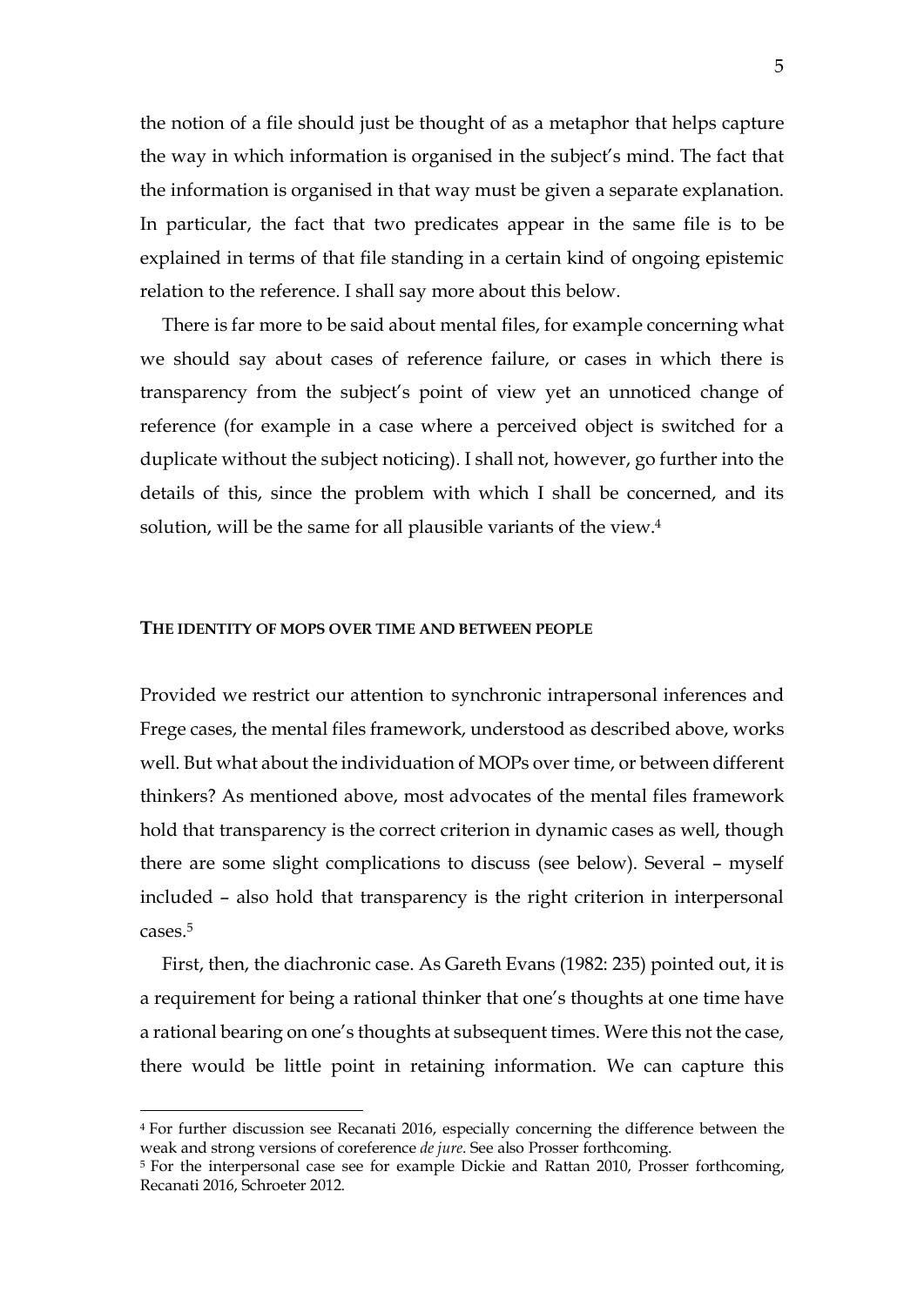the notion of a file should just be thought of as a metaphor that helps capture the way in which information is organised in the subject's mind. The fact that the information is organised in that way must be given a separate explanation. In particular, the fact that two predicates appear in the same file is to be explained in terms of that file standing in a certain kind of ongoing epistemic relation to the reference. I shall say more about this below.

There is far more to be said about mental files, for example concerning what we should say about cases of reference failure, or cases in which there is transparency from the subject's point of view yet an unnoticed change of reference (for example in a case where a perceived object is switched for a duplicate without the subject noticing). I shall not, however, go further into the details of this, since the problem with which I shall be concerned, and its solution, will be the same for all plausible variants of the view.[4]

## THE IDENTITY OF MOPS OVER TIME AND BETWEEN PEOPLE

Provided we restrict our attention to synchronic intrapersonal inferences and Frege cases, the mental files framework, understood as described above, works well. But what about the individuation of MOPs over time, or between different thinkers? As mentioned above, most advocates of the mental files framework hold that transparency is the correct criterion in dynamic cases as well, though there are some slight complications to discuss (see below). Several – myself included – also hold that transparency is the right criterion in interpersonal cases.[5]

First, then, the diachronic case. As Gareth Evans (1982: 235) pointed out, it is a requirement for being a rational thinker that one's thoughts at one time have a rational bearing on one's thoughts at subsequent times. Were this not the case, there would be little point in retaining information. We can capture this

---

[4] For further discussion see Recanati 2016, especially concerning the difference between the weak and strong versions of coreference *de jure*. See also Prosser forthcoming.

[5] For the interpersonal case see for example Dickie and Rattan 2010, Prosser forthcoming, Recanati 2016, Schroeter 2012.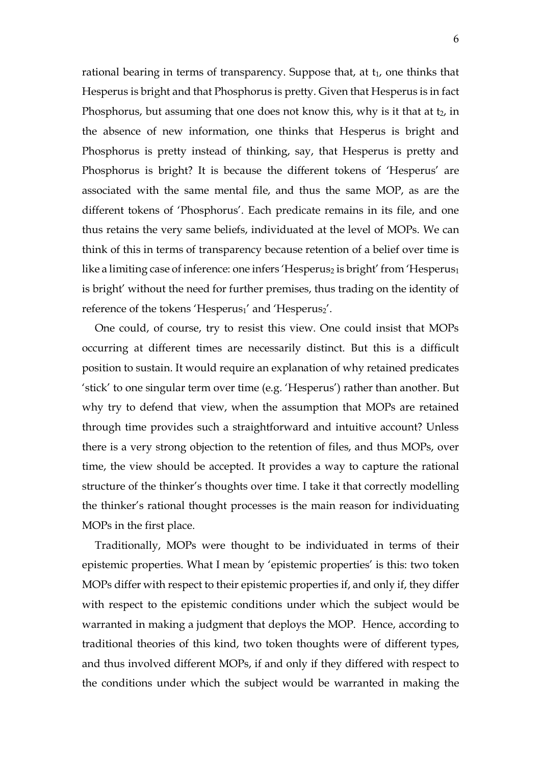rational bearing in terms of transparency. Suppose that, at $t_1$, one thinks that Hesperus is bright and that Phosphorus is pretty. Given that Hesperus is in fact Phosphorus, but assuming that one does not know this, why is it that at $t_2$, in the absence of new information, one thinks that Hesperus is bright and Phosphorus is pretty instead of thinking, say, that Hesperus is pretty and Phosphorus is bright? It is because the different tokens of 'Hesperus' are associated with the same mental file, and thus the same MOP, as are the different tokens of 'Phosphorus'. Each predicate remains in its file, and one thus retains the very same beliefs, individuated at the level of MOPs. We can think of this in terms of transparency because retention of a belief over time is like a limiting case of inference: one infers 'Hesperus$_2$ is bright' from 'Hesperus$_1$ is bright' without the need for further premises, thus trading on the identity of reference of the tokens 'Hesperus$_1$' and 'Hesperus$_2$'.

One could, of course, try to resist this view. One could insist that MOPs occurring at different times are necessarily distinct. But this is a difficult position to sustain. It would require an explanation of why retained predicates 'stick' to one singular term over time (e.g. 'Hesperus') rather than another. But why try to defend that view, when the assumption that MOPs are retained through time provides such a straightforward and intuitive account? Unless there is a very strong objection to the retention of files, and thus MOPs, over time, the view should be accepted. It provides a way to capture the rational structure of the thinker's thoughts over time. I take it that correctly modelling the thinker's rational thought processes is the main reason for individuating MOPs in the first place.

Traditionally, MOPs were thought to be individuated in terms of their epistemic properties. What I mean by 'epistemic properties' is this: two token MOPs differ with respect to their epistemic properties if, and only if, they differ with respect to the epistemic conditions under which the subject would be warranted in making a judgment that deploys the MOP. Hence, according to traditional theories of this kind, two token thoughts were of different types, and thus involved different MOPs, if and only if they differed with respect to the conditions under which the subject would be warranted in making the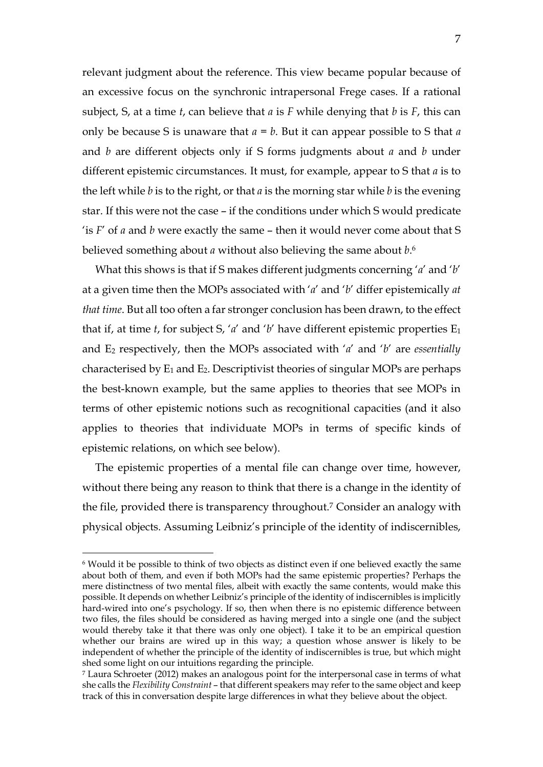relevant judgment about the reference. This view became popular because of an excessive focus on the synchronic intrapersonal Frege cases. If a rational subject, S, at a time *t*, can believe that *a* is *F* while denying that *b* is *F*, this can only be because S is unaware that $a = b$. But it can appear possible to S that *a* and *b* are different objects only if S forms judgments about *a* and *b* under different epistemic circumstances. It must, for example, appear to S that *a* is to the left while *b* is to the right, or that *a* is the morning star while *b* is the evening star. If this were not the case – if the conditions under which S would predicate 'is *F*' of *a* and *b* were exactly the same – then it would never come about that S believed something about *a* without also believing the same about *b*.[6]

What this shows is that if S makes different judgments concerning '*a*' and '*b*' at a given time then the MOPs associated with '*a*' and '*b*' differ epistemically *at that time*. But all too often a far stronger conclusion has been drawn, to the effect that if, at time *t*, for subject S, '*a*' and '*b*' have different epistemic properties $E_1$ and $E_2$ respectively, then the MOPs associated with '*a*' and '*b*' are *essentially* characterised by $E_1$ and $E_2$. Descriptivist theories of singular MOPs are perhaps the best-known example, but the same applies to theories that see MOPs in terms of other epistemic notions such as recognitional capacities (and it also applies to theories that individuate MOPs in terms of specific kinds of epistemic relations, on which see below).

The epistemic properties of a mental file can change over time, however, without there being any reason to think that there is a change in the identity of the file, provided there is transparency throughout.[7] Consider an analogy with physical objects. Assuming Leibniz's principle of the identity of indiscernibles,

---

[6] Would it be possible to think of two objects as distinct even if one believed exactly the same about both of them, and even if both MOPs had the same epistemic properties? Perhaps the mere distinctness of two mental files, albeit with exactly the same contents, would make this possible. It depends on whether Leibniz's principle of the identity of indiscernibles is implicitly hard-wired into one's psychology. If so, then when there is no epistemic difference between two files, the files should be considered as having merged into a single one (and the subject would thereby take it that there was only one object). I take it to be an empirical question whether our brains are wired up in this way; a question whose answer is likely to be independent of whether the principle of the identity of indiscernibles is true, but which might shed some light on our intuitions regarding the principle.

[7] Laura Schroeter (2012) makes an analogous point for the interpersonal case in terms of what she calls the *Flexibility Constraint* – that different speakers may refer to the same object and keep track of this in conversation despite large differences in what they believe about the object.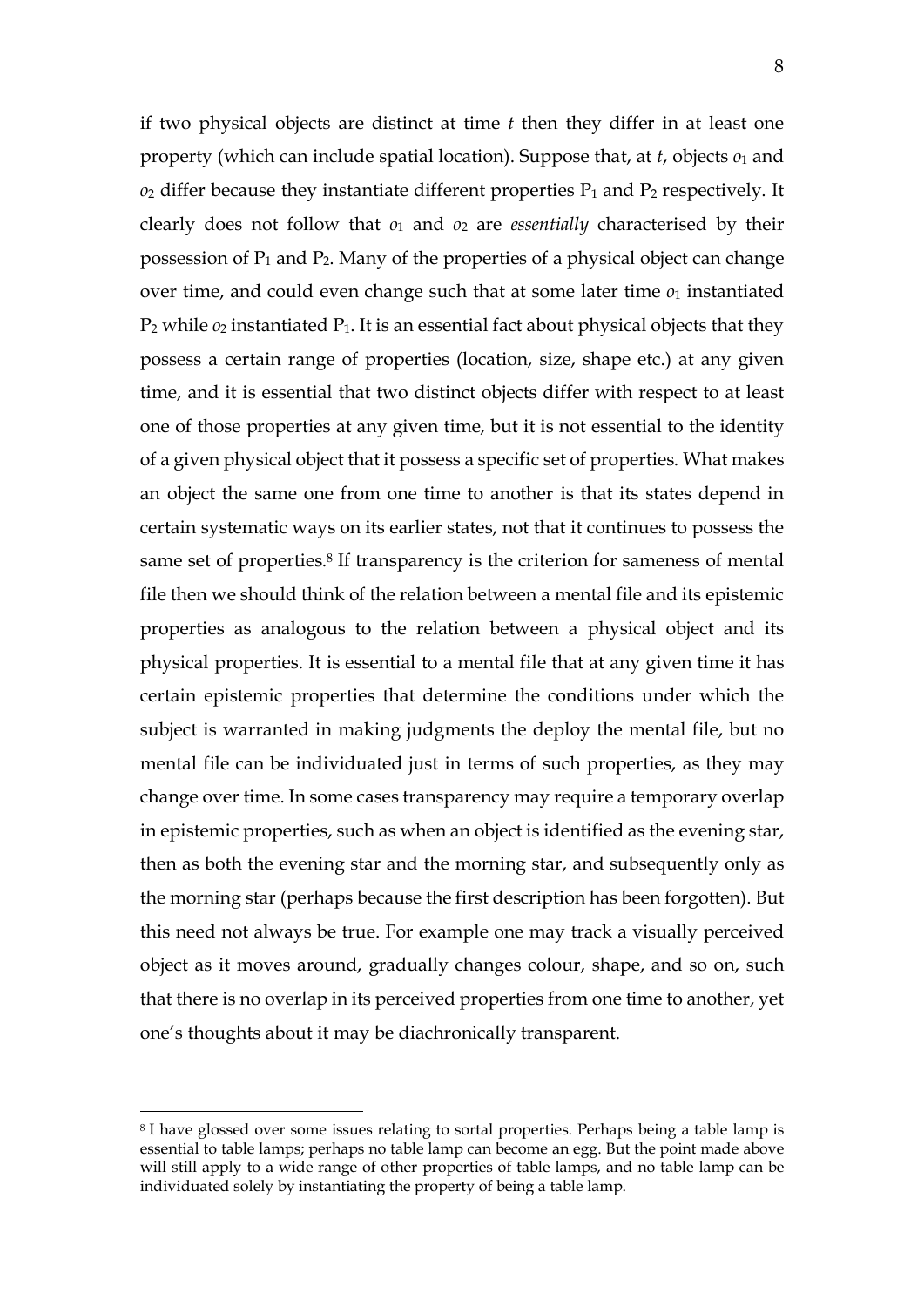if two physical objects are distinct at time *t* then they differ in at least one property (which can include spatial location). Suppose that, at *t*, objects $o_1$ and $o_2$ differ because they instantiate different properties $P_1$ and $P_2$ respectively. It clearly does not follow that $o_1$ and $o_2$ are *essentially* characterised by their possession of $P_1$ and $P_2$. Many of the properties of a physical object can change over time, and could even change such that at some later time $o_1$ instantiated $P_2$ while $o_2$ instantiated $P_1$. It is an essential fact about physical objects that they possess a certain range of properties (location, size, shape etc.) at any given time, and it is essential that two distinct objects differ with respect to at least one of those properties at any given time, but it is not essential to the identity of a given physical object that it possess a specific set of properties. What makes an object the same one from one time to another is that its states depend in certain systematic ways on its earlier states, not that it continues to possess the same set of properties.[8] If transparency is the criterion for sameness of mental file then we should think of the relation between a mental file and its epistemic properties as analogous to the relation between a physical object and its physical properties. It is essential to a mental file that at any given time it has certain epistemic properties that determine the conditions under which the subject is warranted in making judgments the deploy the mental file, but no mental file can be individuated just in terms of such properties, as they may change over time. In some cases transparency may require a temporary overlap in epistemic properties, such as when an object is identified as the evening star, then as both the evening star and the morning star, and subsequently only as the morning star (perhaps because the first description has been forgotten). But this need not always be true. For example one may track a visually perceived object as it moves around, gradually changes colour, shape, and so on, such that there is no overlap in its perceived properties from one time to another, yet one's thoughts about it may be diachronically transparent.

[8] I have glossed over some issues relating to sortal properties. Perhaps being a table lamp is essential to table lamps; perhaps no table lamp can become an egg. But the point made above will still apply to a wide range of other properties of table lamps, and no table lamp can be individuated solely by instantiating the property of being a table lamp.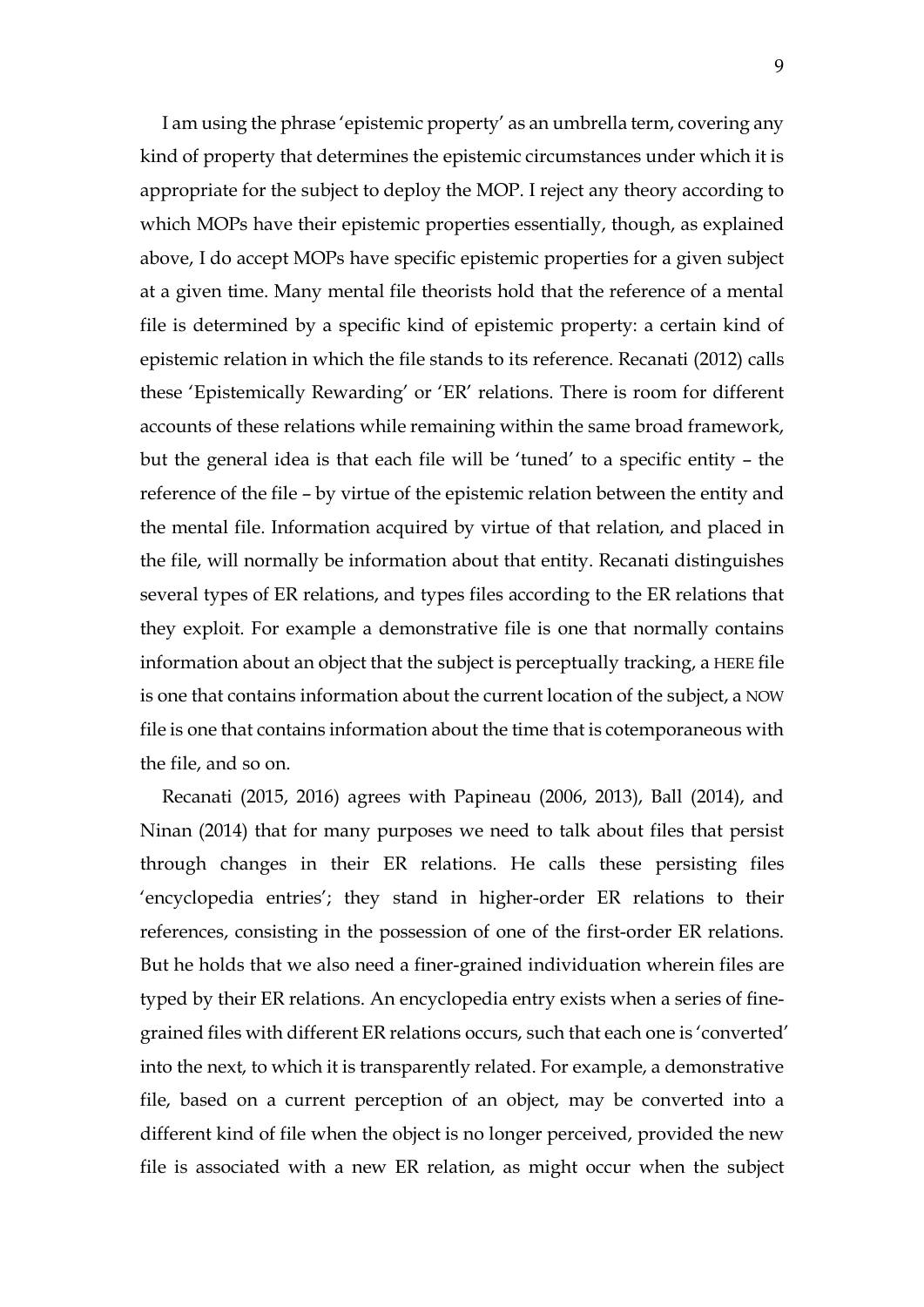I am using the phrase 'epistemic property' as an umbrella term, covering any kind of property that determines the epistemic circumstances under which it is appropriate for the subject to deploy the MOP. I reject any theory according to which MOPs have their epistemic properties essentially, though, as explained above, I do accept MOPs have specific epistemic properties for a given subject at a given time. Many mental file theorists hold that the reference of a mental file is determined by a specific kind of epistemic property: a certain kind of epistemic relation in which the file stands to its reference. Recanati (2012) calls these 'Epistemically Rewarding' or 'ER' relations. There is room for different accounts of these relations while remaining within the same broad framework, but the general idea is that each file will be 'tuned' to a specific entity – the reference of the file – by virtue of the epistemic relation between the entity and the mental file. Information acquired by virtue of that relation, and placed in the file, will normally be information about that entity. Recanati distinguishes several types of ER relations, and types files according to the ER relations that they exploit. For example a demonstrative file is one that normally contains information about an object that the subject is perceptually tracking, a HERE file is one that contains information about the current location of the subject, a NOW file is one that contains information about the time that is cotemporaneous with the file, and so on.

Recanati (2015, 2016) agrees with Papineau (2006, 2013), Ball (2014), and Ninan (2014) that for many purposes we need to talk about files that persist through changes in their ER relations. He calls these persisting files 'encyclopedia entries'; they stand in higher-order ER relations to their references, consisting in the possession of one of the first-order ER relations. But he holds that we also need a finer-grained individuation wherein files are typed by their ER relations. An encyclopedia entry exists when a series of fine-grained files with different ER relations occurs, such that each one is 'converted' into the next, to which it is transparently related. For example, a demonstrative file, based on a current perception of an object, may be converted into a different kind of file when the object is no longer perceived, provided the new file is associated with a new ER relation, as might occur when the subject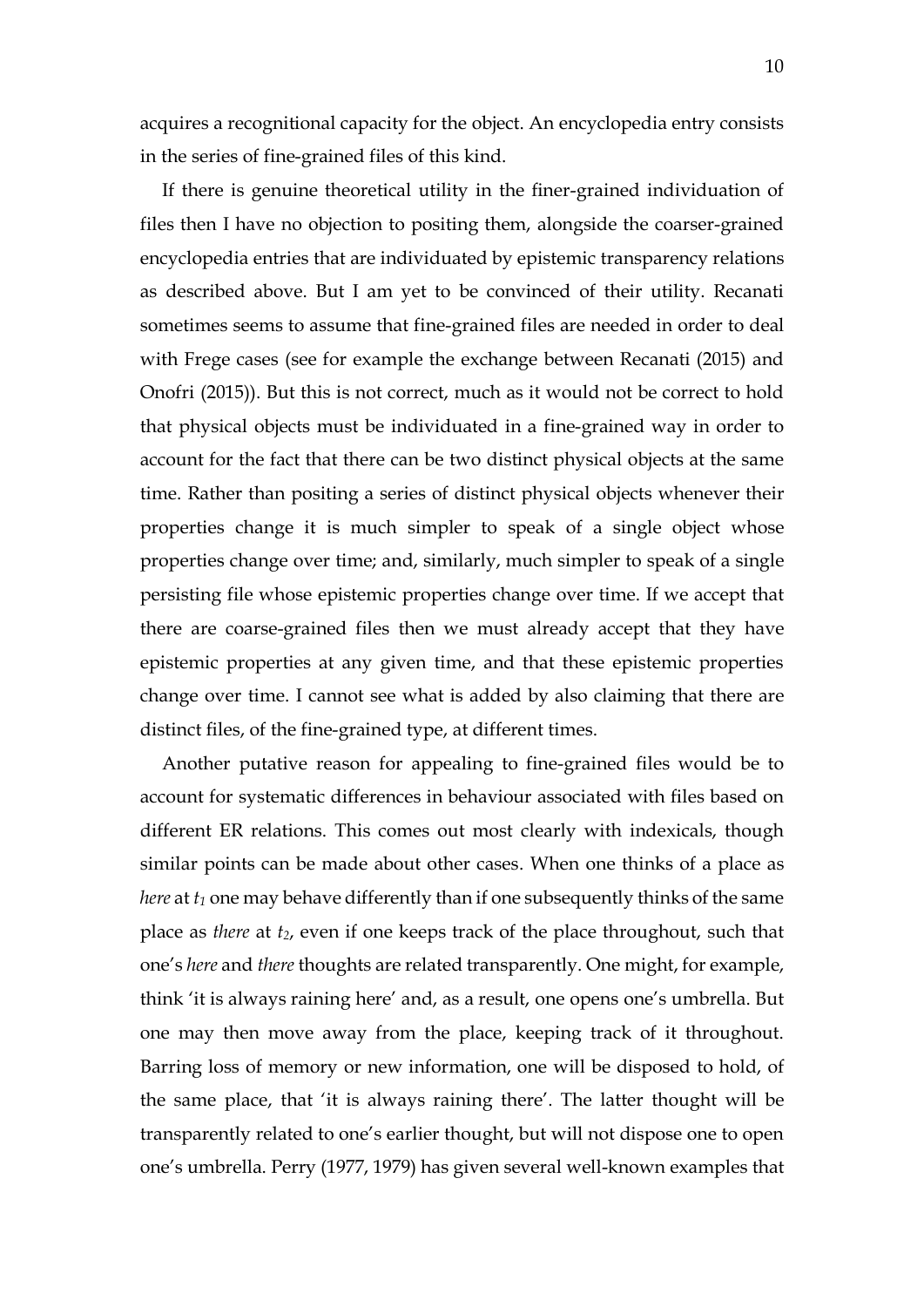acquires a recognitional capacity for the object. An encyclopedia entry consists in the series of fine-grained files of this kind.

If there is genuine theoretical utility in the finer-grained individuation of files then I have no objection to positing them, alongside the coarser-grained encyclopedia entries that are individuated by epistemic transparency relations as described above. But I am yet to be convinced of their utility. Recanati sometimes seems to assume that fine-grained files are needed in order to deal with Frege cases (see for example the exchange between Recanati (2015) and Onofri (2015)). But this is not correct, much as it would not be correct to hold that physical objects must be individuated in a fine-grained way in order to account for the fact that there can be two distinct physical objects at the same time. Rather than positing a series of distinct physical objects whenever their properties change it is much simpler to speak of a single object whose properties change over time; and, similarly, much simpler to speak of a single persisting file whose epistemic properties change over time. If we accept that there are coarse-grained files then we must already accept that they have epistemic properties at any given time, and that these epistemic properties change over time. I cannot see what is added by also claiming that there are distinct files, of the fine-grained type, at different times.

Another putative reason for appealing to fine-grained files would be to account for systematic differences in behaviour associated with files based on different ER relations. This comes out most clearly with indexicals, though similar points can be made about other cases. When one thinks of a place as *here* at $t_1$ one may behave differently than if one subsequently thinks of the same place as *there* at $t_2$, even if one keeps track of the place throughout, such that one's *here* and *there* thoughts are related transparently. One might, for example, think 'it is always raining here' and, as a result, one opens one's umbrella. But one may then move away from the place, keeping track of it throughout. Barring loss of memory or new information, one will be disposed to hold, of the same place, that 'it is always raining there'. The latter thought will be transparently related to one's earlier thought, but will not dispose one to open one's umbrella. Perry (1977, 1979) has given several well-known examples that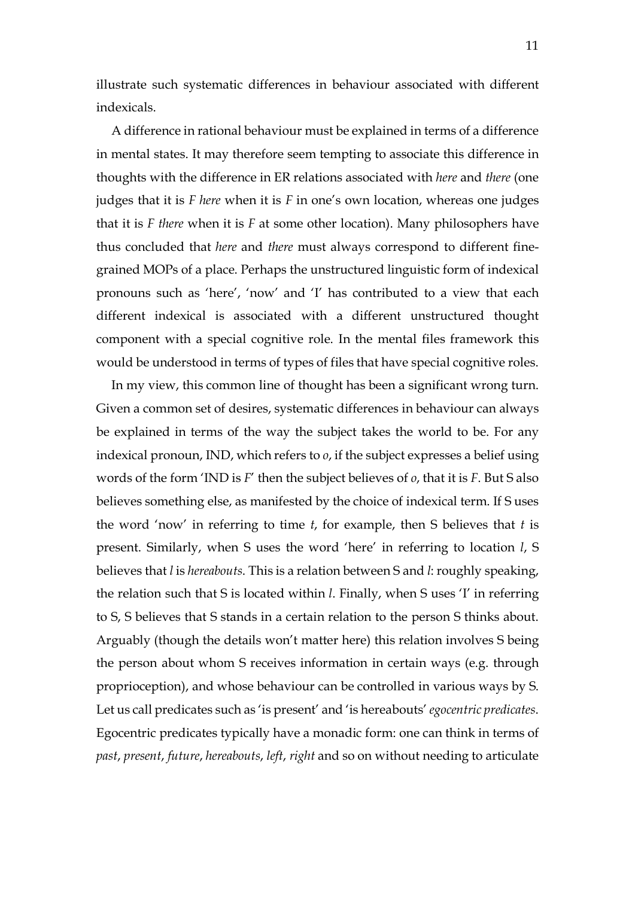illustrate such systematic differences in behaviour associated with different indexicals.

A difference in rational behaviour must be explained in terms of a difference in mental states. It may therefore seem tempting to associate this difference in thoughts with the difference in ER relations associated with *here* and *there* (one judges that it is *F here* when it is *F* in one's own location, whereas one judges that it is *F there* when it is *F* at some other location). Many philosophers have thus concluded that *here* and *there* must always correspond to different fine-grained MOPs of a place. Perhaps the unstructured linguistic form of indexical pronouns such as 'here', 'now' and 'I' has contributed to a view that each different indexical is associated with a different unstructured thought component with a special cognitive role. In the mental files framework this would be understood in terms of types of files that have special cognitive roles.

In my view, this common line of thought has been a significant wrong turn. Given a common set of desires, systematic differences in behaviour can always be explained in terms of the way the subject takes the world to be. For any indexical pronoun, IND, which refers to *o*, if the subject expresses a belief using words of the form 'IND is *F*' then the subject believes of *o*, that it is *F*. But S also believes something else, as manifested by the choice of indexical term. If S uses the word 'now' in referring to time *t*, for example, then S believes that *t* is present. Similarly, when S uses the word 'here' in referring to location *l*, S believes that *l* is *hereabouts*. This is a relation between S and *l*: roughly speaking, the relation such that S is located within *l*. Finally, when S uses 'I' in referring to S, S believes that S stands in a certain relation to the person S thinks about. Arguably (though the details won't matter here) this relation involves S being the person about whom S receives information in certain ways (e.g. through proprioception), and whose behaviour can be controlled in various ways by S. Let us call predicates such as 'is present' and 'is hereabouts' *egocentric predicates*. Egocentric predicates typically have a monadic form: one can think in terms of *past*, *present*, *future*, *hereabouts*, *left*, *right* and so on without needing to articulate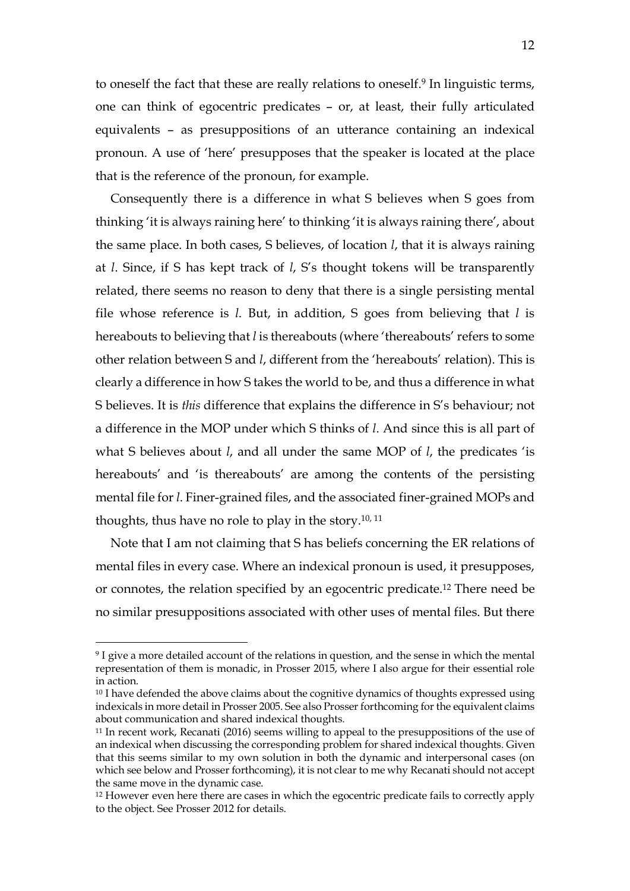to oneself the fact that these are really relations to oneself.[9] In linguistic terms, one can think of egocentric predicates – or, at least, their fully articulated equivalents – as presuppositions of an utterance containing an indexical pronoun. A use of 'here' presupposes that the speaker is located at the place that is the reference of the pronoun, for example.

Consequently there is a difference in what S believes when S goes from thinking 'it is always raining here' to thinking 'it is always raining there', about the same place. In both cases, S believes, of location *l*, that it is always raining at *l*. Since, if S has kept track of *l*, S's thought tokens will be transparently related, there seems no reason to deny that there is a single persisting mental file whose reference is *l*. But, in addition, S goes from believing that *l* is hereabouts to believing that *l* is thereabouts (where 'thereabouts' refers to some other relation between S and *l*, different from the 'hereabouts' relation). This is clearly a difference in how S takes the world to be, and thus a difference in what S believes. It is *this* difference that explains the difference in S's behaviour; not a difference in the MOP under which S thinks of *l*. And since this is all part of what S believes about *l*, and all under the same MOP of *l*, the predicates 'is hereabouts' and 'is thereabouts' are among the contents of the persisting mental file for *l*. Finer-grained files, and the associated finer-grained MOPs and thoughts, thus have no role to play in the story.[10, 11]

Note that I am not claiming that S has beliefs concerning the ER relations of mental files in every case. Where an indexical pronoun is used, it presupposes, or connotes, the relation specified by an egocentric predicate.[12] There need be no similar presuppositions associated with other uses of mental files. But there

---

[9] I give a more detailed account of the relations in question, and the sense in which the mental representation of them is monadic, in Prosser 2015, where I also argue for their essential role in action.

[10] I have defended the above claims about the cognitive dynamics of thoughts expressed using indexicals in more detail in Prosser 2005. See also Prosser forthcoming for the equivalent claims about communication and shared indexical thoughts.

[11] In recent work, Recanati (2016) seems willing to appeal to the presuppositions of the use of an indexical when discussing the corresponding problem for shared indexical thoughts. Given that this seems similar to my own solution in both the dynamic and interpersonal cases (on which see below and Prosser forthcoming), it is not clear to me why Recanati should not accept the same move in the dynamic case.

[12] However even here there are cases in which the egocentric predicate fails to correctly apply to the object. See Prosser 2012 for details.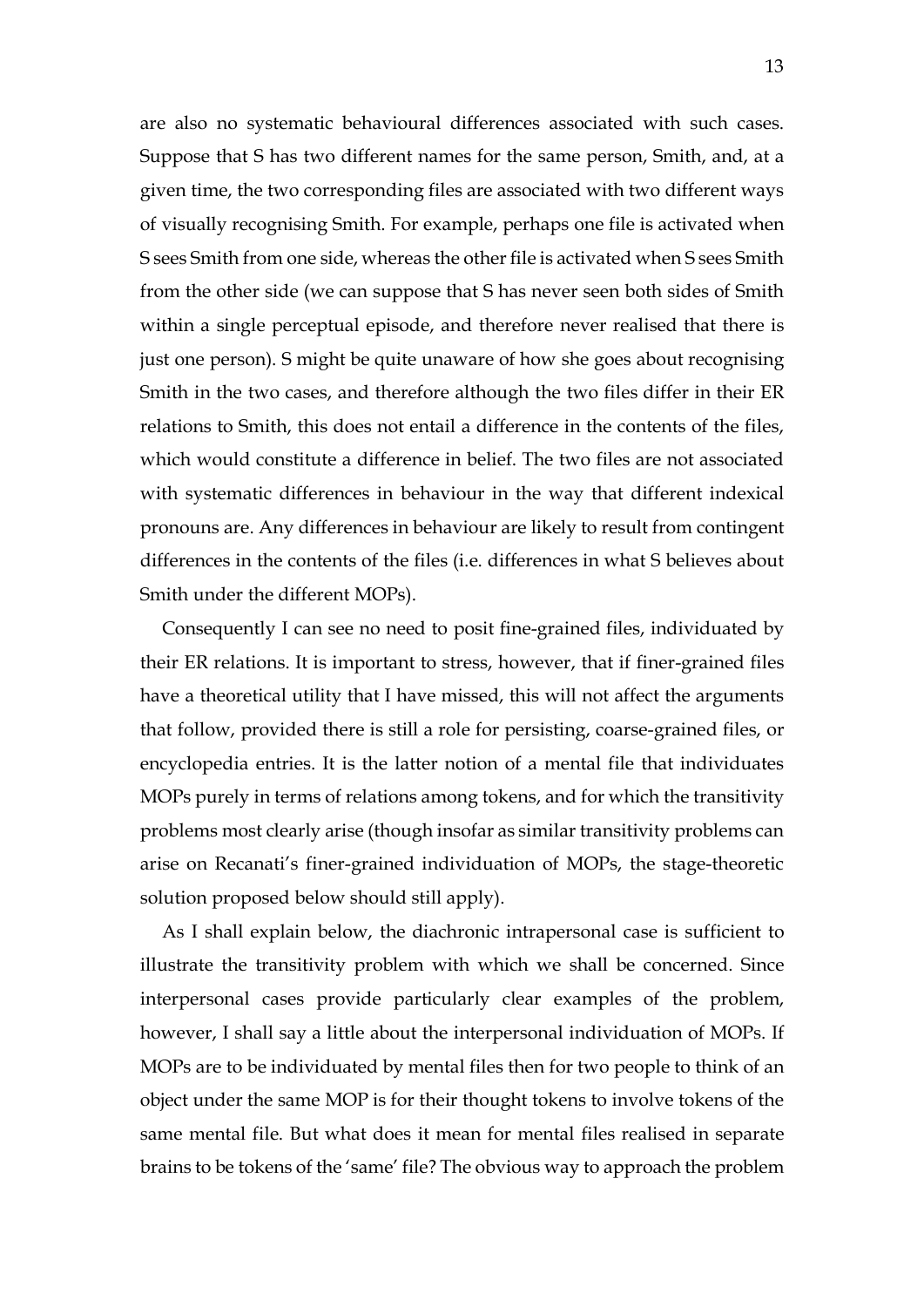are also no systematic behavioural differences associated with such cases. Suppose that S has two different names for the same person, Smith, and, at a given time, the two corresponding files are associated with two different ways of visually recognising Smith. For example, perhaps one file is activated when S sees Smith from one side, whereas the other file is activated when S sees Smith from the other side (we can suppose that S has never seen both sides of Smith within a single perceptual episode, and therefore never realised that there is just one person). S might be quite unaware of how she goes about recognising Smith in the two cases, and therefore although the two files differ in their ER relations to Smith, this does not entail a difference in the contents of the files, which would constitute a difference in belief. The two files are not associated with systematic differences in behaviour in the way that different indexical pronouns are. Any differences in behaviour are likely to result from contingent differences in the contents of the files (i.e. differences in what S believes about Smith under the different MOPs).

Consequently I can see no need to posit fine-grained files, individuated by their ER relations. It is important to stress, however, that if finer-grained files have a theoretical utility that I have missed, this will not affect the arguments that follow, provided there is still a role for persisting, coarse-grained files, or encyclopedia entries. It is the latter notion of a mental file that individuates MOPs purely in terms of relations among tokens, and for which the transitivity problems most clearly arise (though insofar as similar transitivity problems can arise on Recanati's finer-grained individuation of MOPs, the stage-theoretic solution proposed below should still apply).

As I shall explain below, the diachronic intrapersonal case is sufficient to illustrate the transitivity problem with which we shall be concerned. Since interpersonal cases provide particularly clear examples of the problem, however, I shall say a little about the interpersonal individuation of MOPs. If MOPs are to be individuated by mental files then for two people to think of an object under the same MOP is for their thought tokens to involve tokens of the same mental file. But what does it mean for mental files realised in separate brains to be tokens of the 'same' file? The obvious way to approach the problem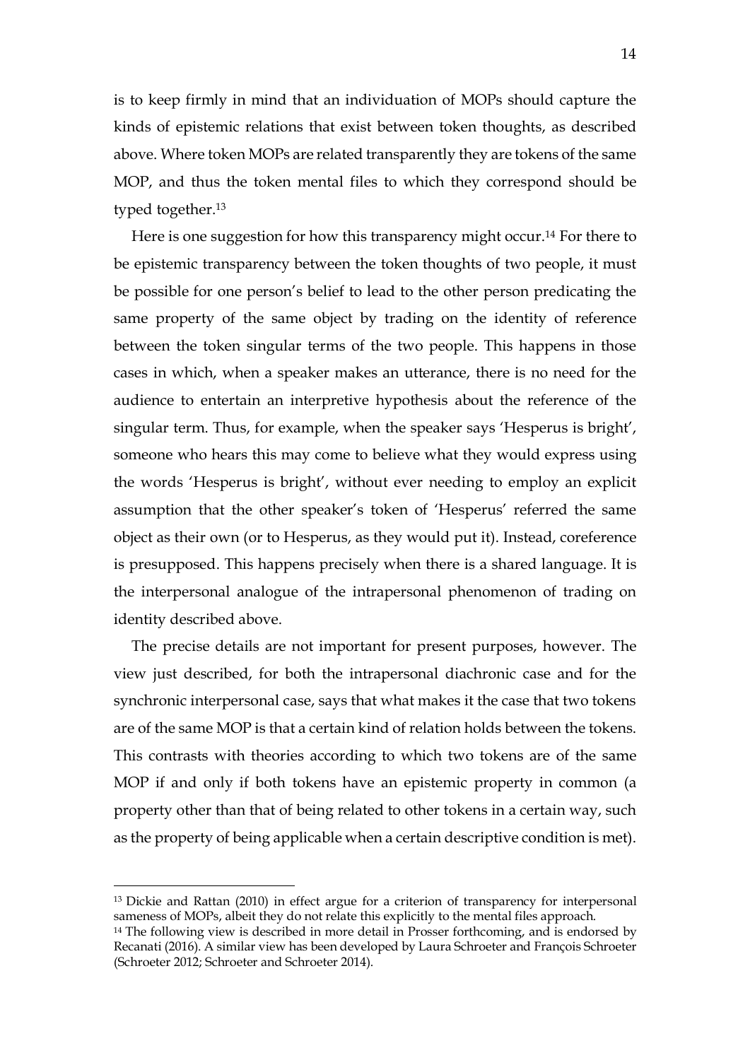is to keep firmly in mind that an individuation of MOPs should capture the kinds of epistemic relations that exist between token thoughts, as described above. Where token MOPs are related transparently they are tokens of the same MOP, and thus the token mental files to which they correspond should be typed together.[13]

Here is one suggestion for how this transparency might occur.[14] For there to be epistemic transparency between the token thoughts of two people, it must be possible for one person's belief to lead to the other person predicating the same property of the same object by trading on the identity of reference between the token singular terms of the two people. This happens in those cases in which, when a speaker makes an utterance, there is no need for the audience to entertain an interpretive hypothesis about the reference of the singular term. Thus, for example, when the speaker says 'Hesperus is bright', someone who hears this may come to believe what they would express using the words 'Hesperus is bright', without ever needing to employ an explicit assumption that the other speaker's token of 'Hesperus' referred the same object as their own (or to Hesperus, as they would put it). Instead, coreference is presupposed. This happens precisely when there is a shared language. It is the interpersonal analogue of the intrapersonal phenomenon of trading on identity described above.

The precise details are not important for present purposes, however. The view just described, for both the intrapersonal diachronic case and for the synchronic interpersonal case, says that what makes it the case that two tokens are of the same MOP is that a certain kind of relation holds between the tokens. This contrasts with theories according to which two tokens are of the same MOP if and only if both tokens have an epistemic property in common (a property other than that of being related to other tokens in a certain way, such as the property of being applicable when a certain descriptive condition is met).

---

[13] Dickie and Rattan (2010) in effect argue for a criterion of transparency for interpersonal sameness of MOPs, albeit they do not relate this explicitly to the mental files approach.

[14] The following view is described in more detail in Prosser forthcoming, and is endorsed by Recanati (2016). A similar view has been developed by Laura Schroeter and François Schroeter (Schroeter 2012; Schroeter and Schroeter 2014).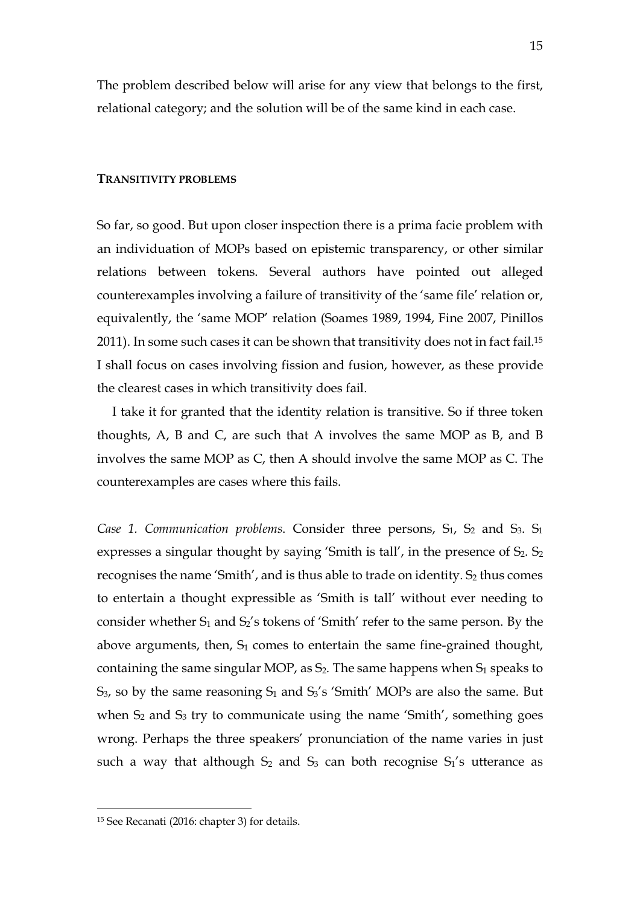The problem described below will arise for any view that belongs to the first, relational category; and the solution will be of the same kind in each case.

## TRANSITIVITY PROBLEMS

So far, so good. But upon closer inspection there is a prima facie problem with an individuation of MOPs based on epistemic transparency, or other similar relations between tokens. Several authors have pointed out alleged counterexamples involving a failure of transitivity of the 'same file' relation or, equivalently, the 'same MOP' relation (Soames 1989, 1994, Fine 2007, Pinillos 2011). In some such cases it can be shown that transitivity does not in fact fail.[15] I shall focus on cases involving fission and fusion, however, as these provide the clearest cases in which transitivity does fail.

I take it for granted that the identity relation is transitive. So if three token thoughts, A, B and C, are such that A involves the same MOP as B, and B involves the same MOP as C, then A should involve the same MOP as C. The counterexamples are cases where this fails.

*Case 1. Communication problems*. Consider three persons, $S_1$, $S_2$ and $S_3$. $S_1$ expresses a singular thought by saying 'Smith is tall', in the presence of $S_2$. $S_2$ recognises the name 'Smith', and is thus able to trade on identity. $S_2$ thus comes to entertain a thought expressible as 'Smith is tall' without ever needing to consider whether $S_1$ and $S_2$'s tokens of 'Smith' refer to the same person. By the above arguments, then, $S_1$ comes to entertain the same fine-grained thought, containing the same singular MOP, as $S_2$. The same happens when $S_1$ speaks to $S_3$, so by the same reasoning $S_1$ and $S_3$'s 'Smith' MOPs are also the same. But when $S_2$ and $S_3$ try to communicate using the name 'Smith', something goes wrong. Perhaps the three speakers' pronunciation of the name varies in just such a way that although $S_2$ and $S_3$ can both recognise $S_1$'s utterance as

---

[15] See Recanati (2016: chapter 3) for details.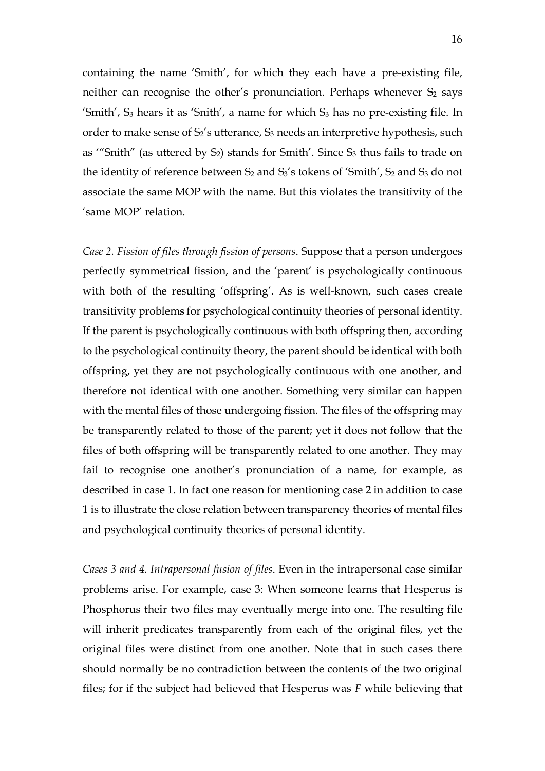containing the name 'Smith', for which they each have a pre-existing file, neither can recognise the other's pronunciation. Perhaps whenever $S_2$ says 'Smith', $S_3$ hears it as 'Snith', a name for which $S_3$ has no pre-existing file. In order to make sense of $S_2$'s utterance, $S_3$ needs an interpretive hypothesis, such as '"Snith" (as uttered by $S_2$) stands for Smith'. Since $S_3$ thus fails to trade on the identity of reference between $S_2$ and $S_3$'s tokens of 'Smith', $S_2$ and $S_3$ do not associate the same MOP with the name. But this violates the transitivity of the 'same MOP' relation.

*Case 2. Fission of files through fission of persons*. Suppose that a person undergoes perfectly symmetrical fission, and the 'parent' is psychologically continuous with both of the resulting 'offspring'. As is well-known, such cases create transitivity problems for psychological continuity theories of personal identity. If the parent is psychologically continuous with both offspring then, according to the psychological continuity theory, the parent should be identical with both offspring, yet they are not psychologically continuous with one another, and therefore not identical with one another. Something very similar can happen with the mental files of those undergoing fission. The files of the offspring may be transparently related to those of the parent; yet it does not follow that the files of both offspring will be transparently related to one another. They may fail to recognise one another's pronunciation of a name, for example, as described in case 1. In fact one reason for mentioning case 2 in addition to case 1 is to illustrate the close relation between transparency theories of mental files and psychological continuity theories of personal identity.

*Cases 3 and 4. Intrapersonal fusion of files*. Even in the intrapersonal case similar problems arise. For example, case 3: When someone learns that Hesperus is Phosphorus their two files may eventually merge into one. The resulting file will inherit predicates transparently from each of the original files, yet the original files were distinct from one another. Note that in such cases there should normally be no contradiction between the contents of the two original files; for if the subject had believed that Hesperus was *F* while believing that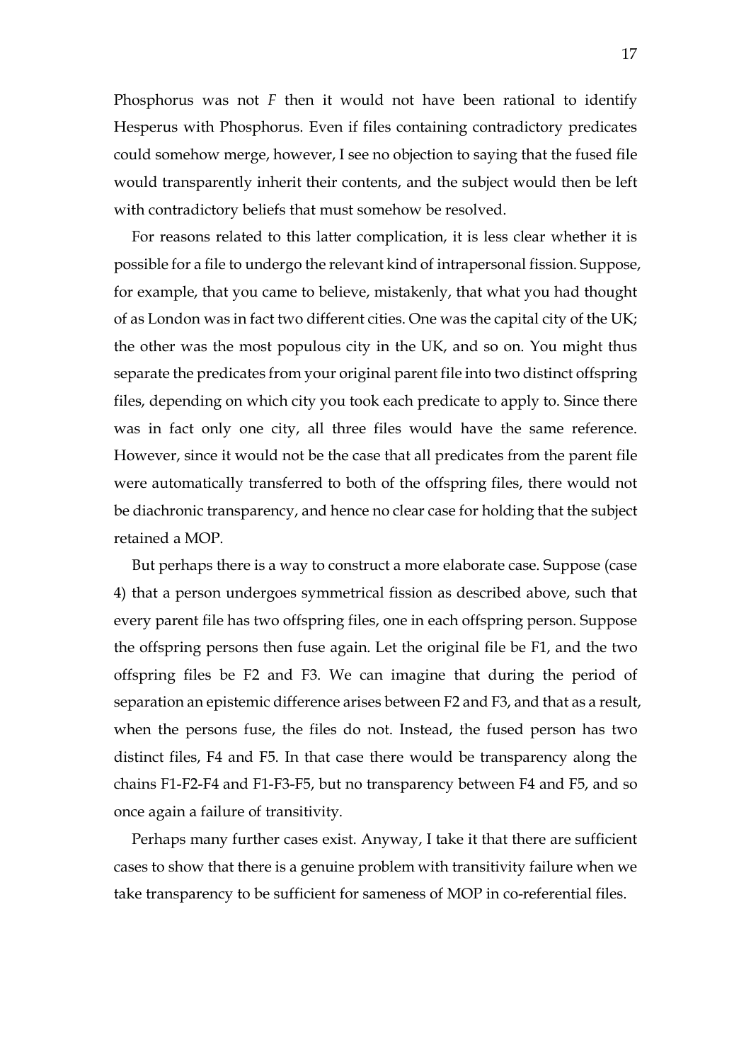Phosphorus was not *F* then it would not have been rational to identify Hesperus with Phosphorus. Even if files containing contradictory predicates could somehow merge, however, I see no objection to saying that the fused file would transparently inherit their contents, and the subject would then be left with contradictory beliefs that must somehow be resolved.

For reasons related to this latter complication, it is less clear whether it is possible for a file to undergo the relevant kind of intrapersonal fission. Suppose, for example, that you came to believe, mistakenly, that what you had thought of as London was in fact two different cities. One was the capital city of the UK; the other was the most populous city in the UK, and so on. You might thus separate the predicates from your original parent file into two distinct offspring files, depending on which city you took each predicate to apply to. Since there was in fact only one city, all three files would have the same reference. However, since it would not be the case that all predicates from the parent file were automatically transferred to both of the offspring files, there would not be diachronic transparency, and hence no clear case for holding that the subject retained a MOP.

But perhaps there is a way to construct a more elaborate case. Suppose (case 4) that a person undergoes symmetrical fission as described above, such that every parent file has two offspring files, one in each offspring person. Suppose the offspring persons then fuse again. Let the original file be F1, and the two offspring files be F2 and F3. We can imagine that during the period of separation an epistemic difference arises between F2 and F3, and that as a result, when the persons fuse, the files do not. Instead, the fused person has two distinct files, F4 and F5. In that case there would be transparency along the chains F1-F2-F4 and F1-F3-F5, but no transparency between F4 and F5, and so once again a failure of transitivity.

Perhaps many further cases exist. Anyway, I take it that there are sufficient cases to show that there is a genuine problem with transitivity failure when we take transparency to be sufficient for sameness of MOP in co-referential files.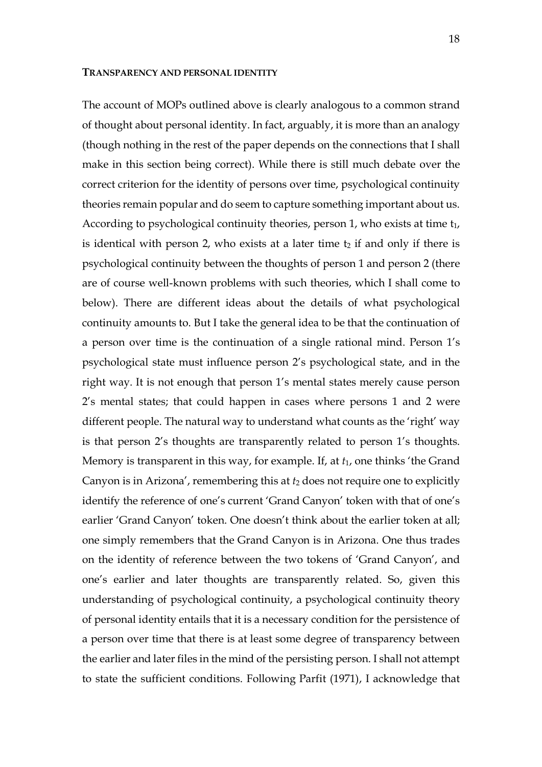#### TRANSPARENCY AND PERSONAL IDENTITY

The account of MOPs outlined above is clearly analogous to a common strand of thought about personal identity. In fact, arguably, it is more than an analogy (though nothing in the rest of the paper depends on the connections that I shall make in this section being correct). While there is still much debate over the correct criterion for the identity of persons over time, psychological continuity theories remain popular and do seem to capture something important about us. According to psychological continuity theories, person 1, who exists at time $t_1$, is identical with person 2, who exists at a later time $t_2$ if and only if there is psychological continuity between the thoughts of person 1 and person 2 (there are of course well-known problems with such theories, which I shall come to below). There are different ideas about the details of what psychological continuity amounts to. But I take the general idea to be that the continuation of a person over time is the continuation of a single rational mind. Person 1's psychological state must influence person 2's psychological state, and in the right way. It is not enough that person 1's mental states merely cause person 2's mental states; that could happen in cases where persons 1 and 2 were different people. The natural way to understand what counts as the 'right' way is that person 2's thoughts are transparently related to person 1's thoughts. Memory is transparent in this way, for example. If, at $t_1$, one thinks 'the Grand Canyon is in Arizona', remembering this at $t_2$ does not require one to explicitly identify the reference of one's current 'Grand Canyon' token with that of one's earlier 'Grand Canyon' token. One doesn't think about the earlier token at all; one simply remembers that the Grand Canyon is in Arizona. One thus trades on the identity of reference between the two tokens of 'Grand Canyon', and one's earlier and later thoughts are transparently related. So, given this understanding of psychological continuity, a psychological continuity theory of personal identity entails that it is a necessary condition for the persistence of a person over time that there is at least some degree of transparency between the earlier and later files in the mind of the persisting person. I shall not attempt to state the sufficient conditions. Following Parfit (1971), I acknowledge that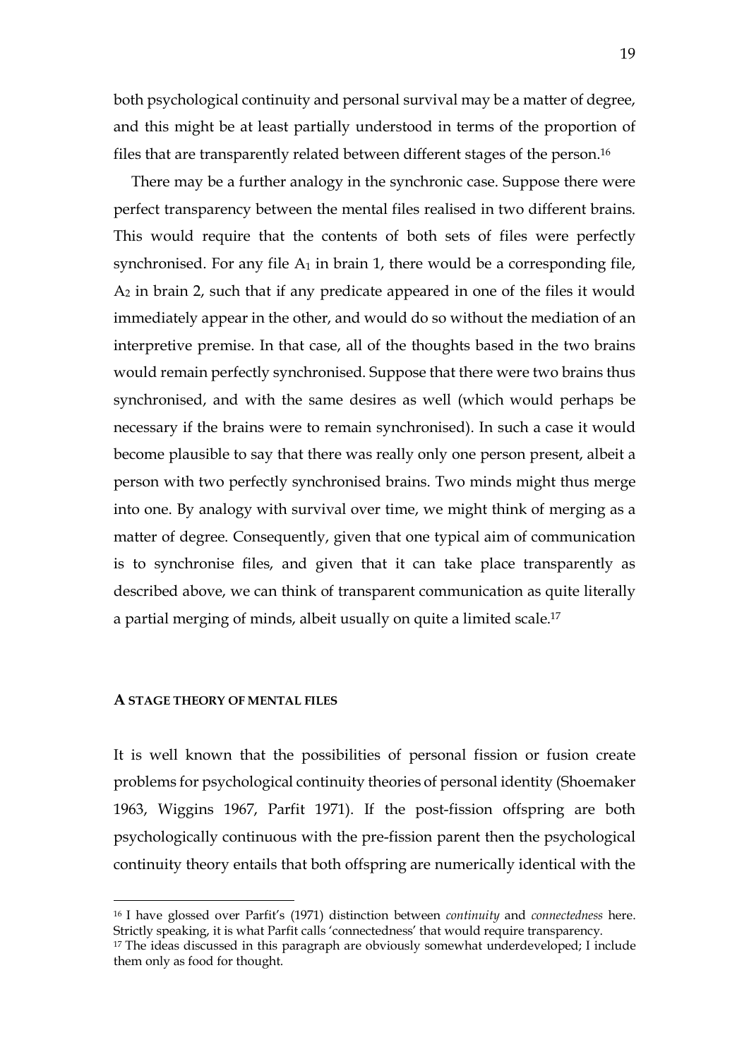both psychological continuity and personal survival may be a matter of degree, and this might be at least partially understood in terms of the proportion of files that are transparently related between different stages of the person.[16]

There may be a further analogy in the synchronic case. Suppose there were perfect transparency between the mental files realised in two different brains. This would require that the contents of both sets of files were perfectly synchronised. For any file $A_1$ in brain 1, there would be a corresponding file, $A_2$ in brain 2, such that if any predicate appeared in one of the files it would immediately appear in the other, and would do so without the mediation of an interpretive premise. In that case, all of the thoughts based in the two brains would remain perfectly synchronised. Suppose that there were two brains thus synchronised, and with the same desires as well (which would perhaps be necessary if the brains were to remain synchronised). In such a case it would become plausible to say that there was really only one person present, albeit a person with two perfectly synchronised brains. Two minds might thus merge into one. By analogy with survival over time, we might think of merging as a matter of degree. Consequently, given that one typical aim of communication is to synchronise files, and given that it can take place transparently as described above, we can think of transparent communication as quite literally a partial merging of minds, albeit usually on quite a limited scale.[17]

## A STAGE THEORY OF MENTAL FILES

It is well known that the possibilities of personal fission or fusion create problems for psychological continuity theories of personal identity (Shoemaker 1963, Wiggins 1967, Parfit 1971). If the post-fission offspring are both psychologically continuous with the pre-fission parent then the psychological continuity theory entails that both offspring are numerically identical with the

[16] I have glossed over Parfit's (1971) distinction between *continuity* and *connectedness* here. Strictly speaking, it is what Parfit calls 'connectedness' that would require transparency.

[17] The ideas discussed in this paragraph are obviously somewhat underdeveloped; I include them only as food for thought.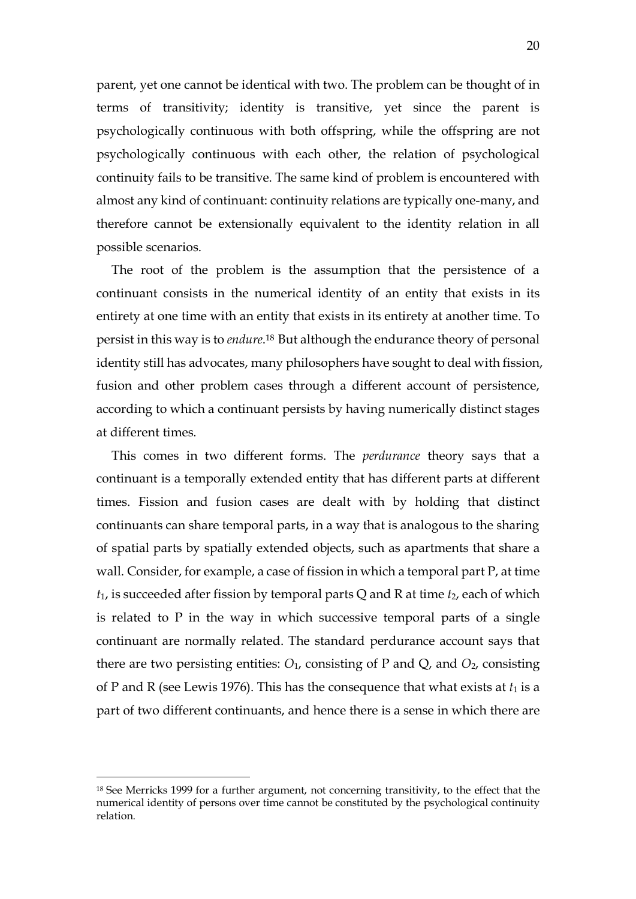parent, yet one cannot be identical with two. The problem can be thought of in terms of transitivity; identity is transitive, yet since the parent is psychologically continuous with both offspring, while the offspring are not psychologically continuous with each other, the relation of psychological continuity fails to be transitive. The same kind of problem is encountered with almost any kind of continuant: continuity relations are typically one-many, and therefore cannot be extensionally equivalent to the identity relation in all possible scenarios.

The root of the problem is the assumption that the persistence of a continuant consists in the numerical identity of an entity that exists in its entirety at one time with an entity that exists in its entirety at another time. To persist in this way is to *endure*.[18] But although the endurance theory of personal identity still has advocates, many philosophers have sought to deal with fission, fusion and other problem cases through a different account of persistence, according to which a continuant persists by having numerically distinct stages at different times.

This comes in two different forms. The *perdurance* theory says that a continuant is a temporally extended entity that has different parts at different times. Fission and fusion cases are dealt with by holding that distinct continuants can share temporal parts, in a way that is analogous to the sharing of spatial parts by spatially extended objects, such as apartments that share a wall. Consider, for example, a case of fission in which a temporal part P, at time $t_1$, is succeeded after fission by temporal parts Q and R at time $t_2$, each of which is related to P in the way in which successive temporal parts of a single continuant are normally related. The standard perdurance account says that there are two persisting entities: $O_1$, consisting of P and Q, and $O_2$, consisting of P and R (see Lewis 1976). This has the consequence that what exists at $t_1$ is a part of two different continuants, and hence there is a sense in which there are

[18] See Merricks 1999 for a further argument, not concerning transitivity, to the effect that the numerical identity of persons over time cannot be constituted by the psychological continuity relation.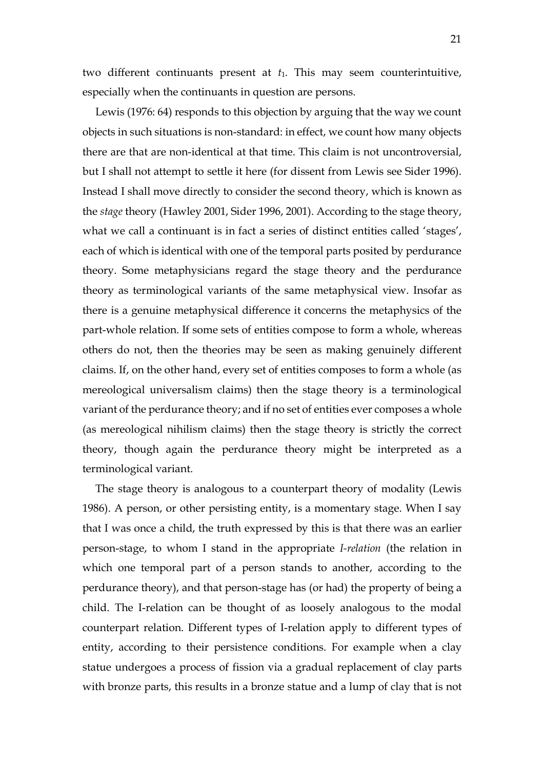two different continuants present at $t_1$. This may seem counterintuitive, especially when the continuants in question are persons.

Lewis (1976: 64) responds to this objection by arguing that the way we count objects in such situations is non-standard: in effect, we count how many objects there are that are non-identical at that time. This claim is not uncontroversial, but I shall not attempt to settle it here (for dissent from Lewis see Sider 1996). Instead I shall move directly to consider the second theory, which is known as the *stage* theory (Hawley 2001, Sider 1996, 2001). According to the stage theory, what we call a continuant is in fact a series of distinct entities called 'stages', each of which is identical with one of the temporal parts posited by perdurance theory. Some metaphysicians regard the stage theory and the perdurance theory as terminological variants of the same metaphysical view. Insofar as there is a genuine metaphysical difference it concerns the metaphysics of the part-whole relation. If some sets of entities compose to form a whole, whereas others do not, then the theories may be seen as making genuinely different claims. If, on the other hand, every set of entities composes to form a whole (as mereological universalism claims) then the stage theory is a terminological variant of the perdurance theory; and if no set of entities ever composes a whole (as mereological nihilism claims) then the stage theory is strictly the correct theory, though again the perdurance theory might be interpreted as a terminological variant.

The stage theory is analogous to a counterpart theory of modality (Lewis 1986). A person, or other persisting entity, is a momentary stage. When I say that I was once a child, the truth expressed by this is that there was an earlier person-stage, to whom I stand in the appropriate *I-relation* (the relation in which one temporal part of a person stands to another, according to the perdurance theory), and that person-stage has (or had) the property of being a child. The I-relation can be thought of as loosely analogous to the modal counterpart relation. Different types of I-relation apply to different types of entity, according to their persistence conditions. For example when a clay statue undergoes a process of fission via a gradual replacement of clay parts with bronze parts, this results in a bronze statue and a lump of clay that is not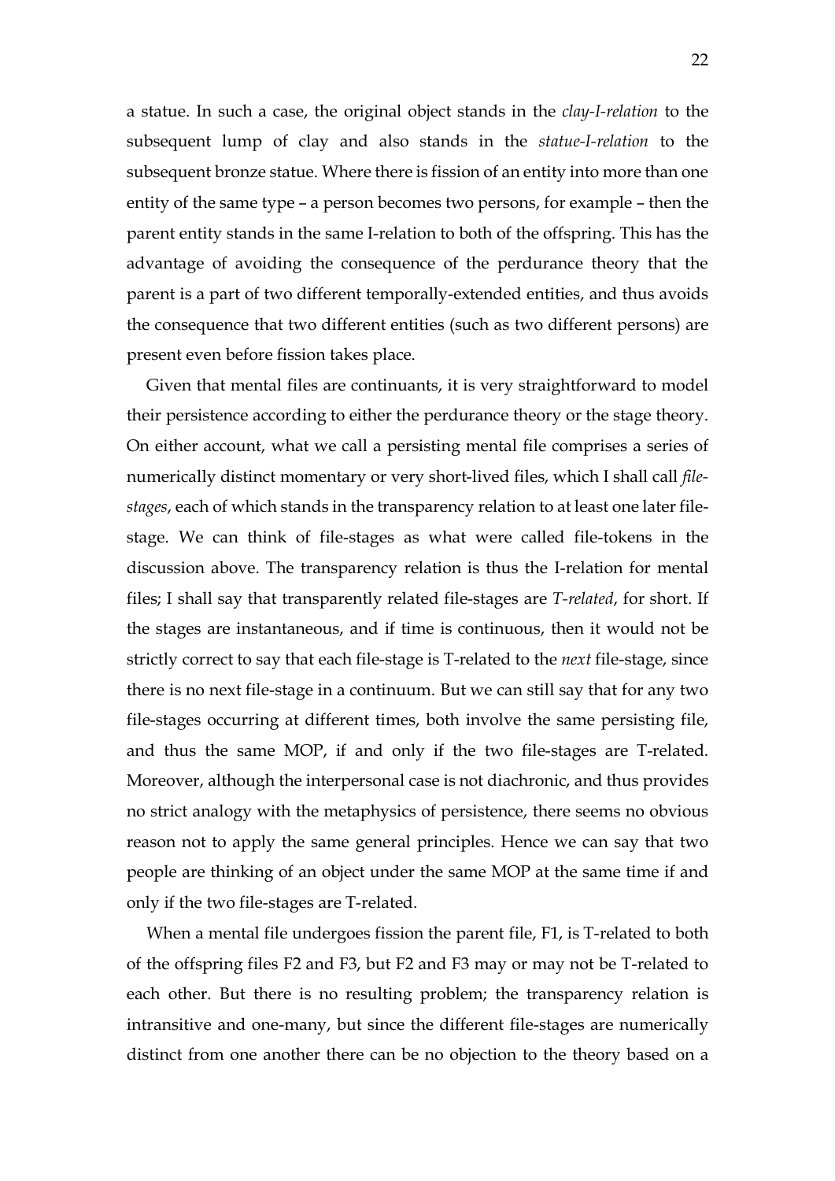a statue. In such a case, the original object stands in the *clay-I-relation* to the subsequent lump of clay and also stands in the *statue-I-relation* to the subsequent bronze statue. Where there is fission of an entity into more than one entity of the same type – a person becomes two persons, for example – then the parent entity stands in the same I-relation to both of the offspring. This has the advantage of avoiding the consequence of the perdurance theory that the parent is a part of two different temporally-extended entities, and thus avoids the consequence that two different entities (such as two different persons) are present even before fission takes place.

Given that mental files are continuants, it is very straightforward to model their persistence according to either the perdurance theory or the stage theory. On either account, what we call a persisting mental file comprises a series of numerically distinct momentary or very short-lived files, which I shall call *file-stages*, each of which stands in the transparency relation to at least one later file-stage. We can think of file-stages as what were called file-tokens in the discussion above. The transparency relation is thus the I-relation for mental files; I shall say that transparently related file-stages are *T-related*, for short. If the stages are instantaneous, and if time is continuous, then it would not be strictly correct to say that each file-stage is T-related to the *next* file-stage, since there is no next file-stage in a continuum. But we can still say that for any two file-stages occurring at different times, both involve the same persisting file, and thus the same MOP, if and only if the two file-stages are T-related. Moreover, although the interpersonal case is not diachronic, and thus provides no strict analogy with the metaphysics of persistence, there seems no obvious reason not to apply the same general principles. Hence we can say that two people are thinking of an object under the same MOP at the same time if and only if the two file-stages are T-related.

When a mental file undergoes fission the parent file, F1, is T-related to both of the offspring files F2 and F3, but F2 and F3 may or may not be T-related to each other. But there is no resulting problem; the transparency relation is intransitive and one-many, but since the different file-stages are numerically distinct from one another there can be no objection to the theory based on a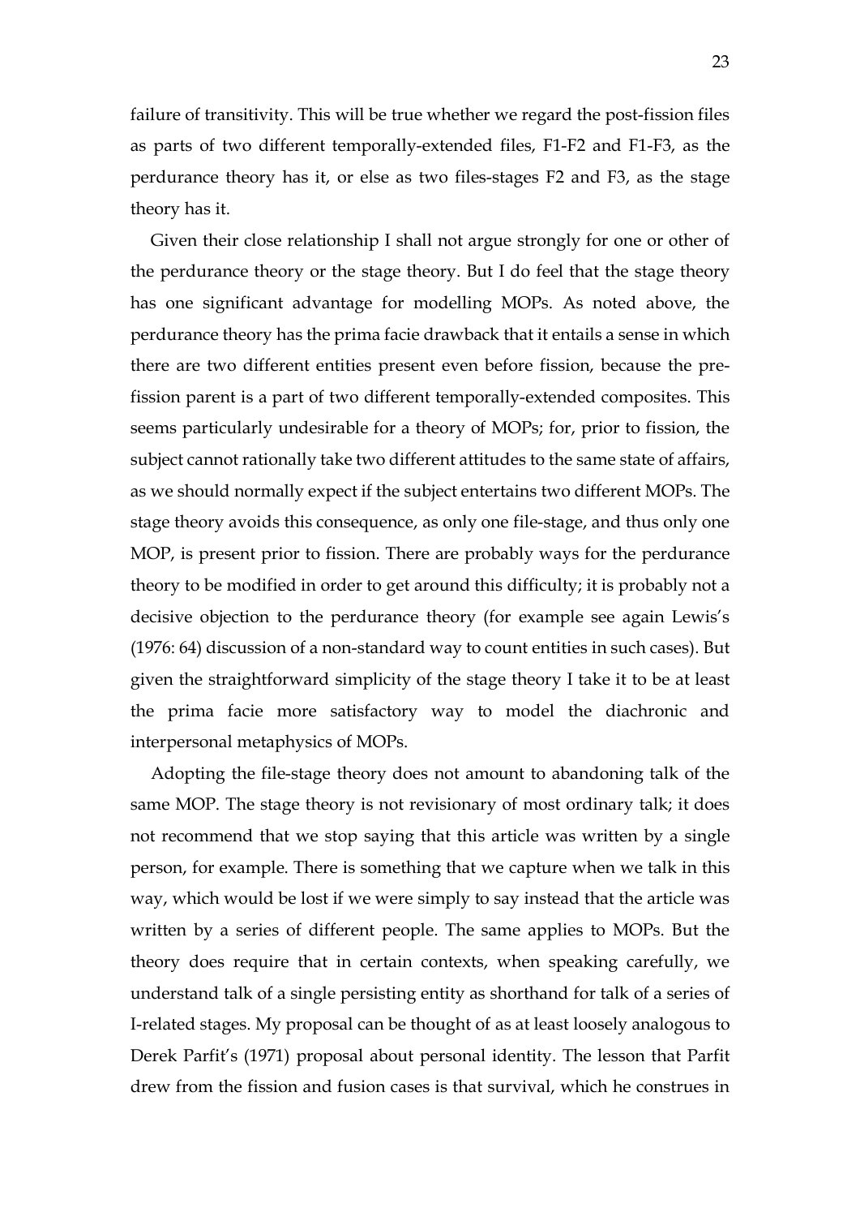failure of transitivity. This will be true whether we regard the post-fission files as parts of two different temporally-extended files, F1-F2 and F1-F3, as the perdurance theory has it, or else as two files-stages F2 and F3, as the stage theory has it.

Given their close relationship I shall not argue strongly for one or other of the perdurance theory or the stage theory. But I do feel that the stage theory has one significant advantage for modelling MOPs. As noted above, the perdurance theory has the prima facie drawback that it entails a sense in which there are two different entities present even before fission, because the pre-fission parent is a part of two different temporally-extended composites. This seems particularly undesirable for a theory of MOPs; for, prior to fission, the subject cannot rationally take two different attitudes to the same state of affairs, as we should normally expect if the subject entertains two different MOPs. The stage theory avoids this consequence, as only one file-stage, and thus only one MOP, is present prior to fission. There are probably ways for the perdurance theory to be modified in order to get around this difficulty; it is probably not a decisive objection to the perdurance theory (for example see again Lewis's (1976: 64) discussion of a non-standard way to count entities in such cases). But given the straightforward simplicity of the stage theory I take it to be at least the prima facie more satisfactory way to model the diachronic and interpersonal metaphysics of MOPs.

Adopting the file-stage theory does not amount to abandoning talk of the same MOP. The stage theory is not revisionary of most ordinary talk; it does not recommend that we stop saying that this article was written by a single person, for example. There is something that we capture when we talk in this way, which would be lost if we were simply to say instead that the article was written by a series of different people. The same applies to MOPs. But the theory does require that in certain contexts, when speaking carefully, we understand talk of a single persisting entity as shorthand for talk of a series of I-related stages. My proposal can be thought of as at least loosely analogous to Derek Parfit's (1971) proposal about personal identity. The lesson that Parfit drew from the fission and fusion cases is that survival, which he construes in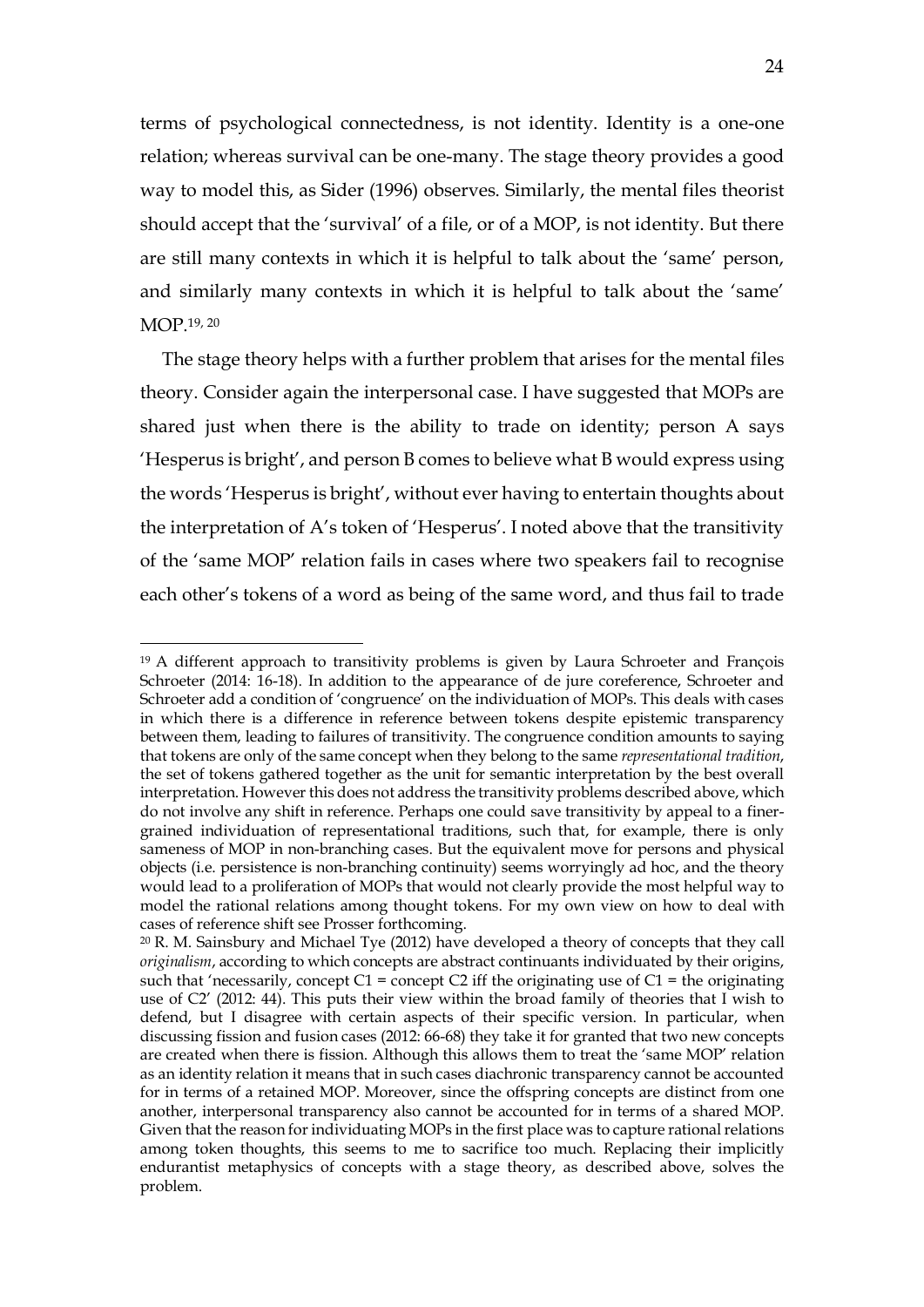terms of psychological connectedness, is not identity. Identity is a one-one relation; whereas survival can be one-many. The stage theory provides a good way to model this, as Sider (1996) observes. Similarly, the mental files theorist should accept that the 'survival' of a file, or of a MOP, is not identity. But there are still many contexts in which it is helpful to talk about the 'same' person, and similarly many contexts in which it is helpful to talk about the 'same' MOP.[19, 20]

The stage theory helps with a further problem that arises for the mental files theory. Consider again the interpersonal case. I have suggested that MOPs are shared just when there is the ability to trade on identity; person A says 'Hesperus is bright', and person B comes to believe what B would express using the words 'Hesperus is bright', without ever having to entertain thoughts about the interpretation of A's token of 'Hesperus'. I noted above that the transitivity of the 'same MOP' relation fails in cases where two speakers fail to recognise each other's tokens of a word as being of the same word, and thus fail to trade

---

[19] A different approach to transitivity problems is given by Laura Schroeter and François Schroeter (2014: 16-18). In addition to the appearance of de jure coreference, Schroeter and Schroeter add a condition of 'congruence' on the individuation of MOPs. This deals with cases in which there is a difference in reference between tokens despite epistemic transparency between them, leading to failures of transitivity. The congruence condition amounts to saying that tokens are only of the same concept when they belong to the same *representational tradition*, the set of tokens gathered together as the unit for semantic interpretation by the best overall interpretation. However this does not address the transitivity problems described above, which do not involve any shift in reference. Perhaps one could save transitivity by appeal to a finer-grained individuation of representational traditions, such that, for example, there is only sameness of MOP in non-branching cases. But the equivalent move for persons and physical objects (i.e. persistence is non-branching continuity) seems worryingly ad hoc, and the theory would lead to a proliferation of MOPs that would not clearly provide the most helpful way to model the rational relations among thought tokens. For my own view on how to deal with cases of reference shift see Prosser forthcoming.

[20] R. M. Sainsbury and Michael Tye (2012) have developed a theory of concepts that they call *originalism*, according to which concepts are abstract continuants individuated by their origins, such that 'necessarily, concept C1 = concept C2 iff the originating use of C1 = the originating use of C2' (2012: 44). This puts their view within the broad family of theories that I wish to defend, but I disagree with certain aspects of their specific version. In particular, when discussing fission and fusion cases (2012: 66-68) they take it for granted that two new concepts are created when there is fission. Although this allows them to treat the 'same MOP' relation as an identity relation it means that in such cases diachronic transparency cannot be accounted for in terms of a retained MOP. Moreover, since the offspring concepts are distinct from one another, interpersonal transparency also cannot be accounted for in terms of a shared MOP. Given that the reason for individuating MOPs in the first place was to capture rational relations among token thoughts, this seems to me to sacrifice too much. Replacing their implicitly endurantist metaphysics of concepts with a stage theory, as described above, solves the problem.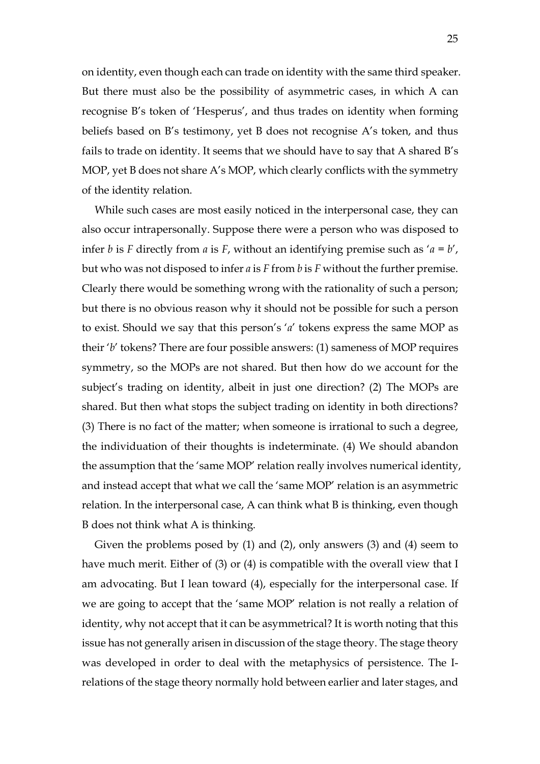on identity, even though each can trade on identity with the same third speaker. But there must also be the possibility of asymmetric cases, in which A can recognise B's token of 'Hesperus', and thus trades on identity when forming beliefs based on B's testimony, yet B does not recognise A's token, and thus fails to trade on identity. It seems that we should have to say that A shared B's MOP, yet B does not share A's MOP, which clearly conflicts with the symmetry of the identity relation.

While such cases are most easily noticed in the interpersonal case, they can also occur intrapersonally. Suppose there were a person who was disposed to infer *b* is *F* directly from *a* is *F*, without an identifying premise such as '*a* = *b*', but who was not disposed to infer *a* is *F* from *b* is *F* without the further premise. Clearly there would be something wrong with the rationality of such a person; but there is no obvious reason why it should not be possible for such a person to exist. Should we say that this person's '*a*' tokens express the same MOP as their '*b*' tokens? There are four possible answers: (1) sameness of MOP requires symmetry, so the MOPs are not shared. But then how do we account for the subject's trading on identity, albeit in just one direction? (2) The MOPs are shared. But then what stops the subject trading on identity in both directions? (3) There is no fact of the matter; when someone is irrational to such a degree, the individuation of their thoughts is indeterminate. (4) We should abandon the assumption that the 'same MOP' relation really involves numerical identity, and instead accept that what we call the 'same MOP' relation is an asymmetric relation. In the interpersonal case, A can think what B is thinking, even though B does not think what A is thinking.

Given the problems posed by (1) and (2), only answers (3) and (4) seem to have much merit. Either of (3) or (4) is compatible with the overall view that I am advocating. But I lean toward (4), especially for the interpersonal case. If we are going to accept that the 'same MOP' relation is not really a relation of identity, why not accept that it can be asymmetrical? It is worth noting that this issue has not generally arisen in discussion of the stage theory. The stage theory was developed in order to deal with the metaphysics of persistence. The I-relations of the stage theory normally hold between earlier and later stages, and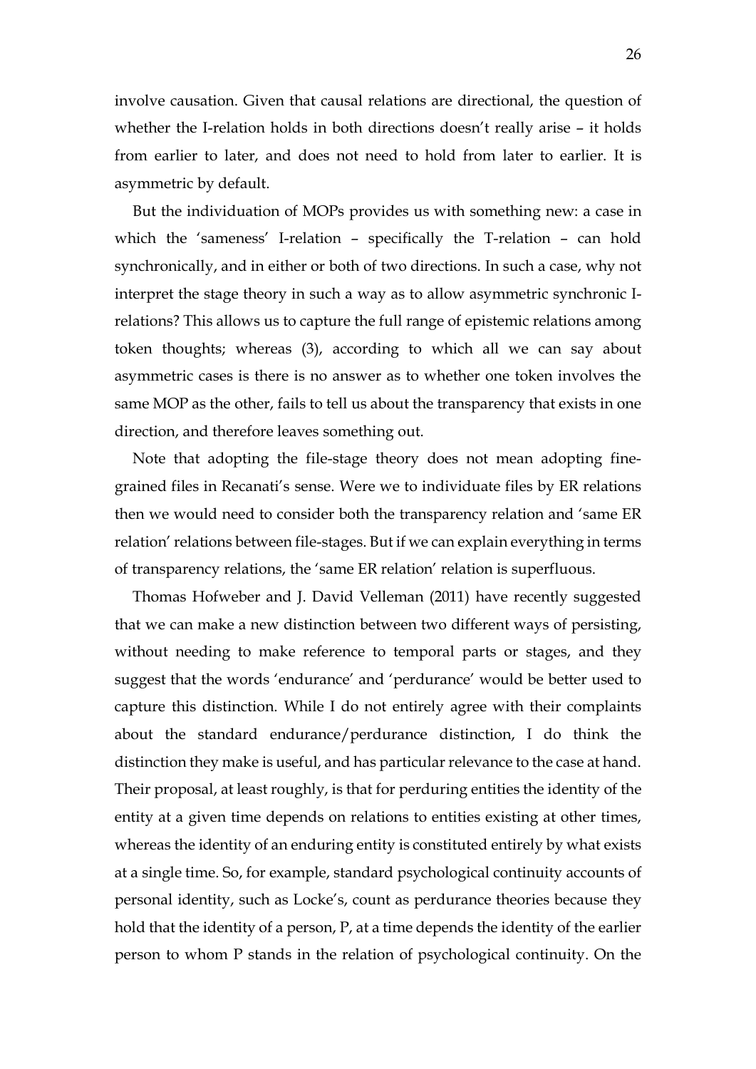involve causation. Given that causal relations are directional, the question of whether the I-relation holds in both directions doesn't really arise – it holds from earlier to later, and does not need to hold from later to earlier. It is asymmetric by default.

But the individuation of MOPs provides us with something new: a case in which the 'sameness' I-relation – specifically the T-relation – can hold synchronically, and in either or both of two directions. In such a case, why not interpret the stage theory in such a way as to allow asymmetric synchronic I-relations? This allows us to capture the full range of epistemic relations among token thoughts; whereas (3), according to which all we can say about asymmetric cases is there is no answer as to whether one token involves the same MOP as the other, fails to tell us about the transparency that exists in one direction, and therefore leaves something out.

Note that adopting the file-stage theory does not mean adopting fine-grained files in Recanati's sense. Were we to individuate files by ER relations then we would need to consider both the transparency relation and 'same ER relation' relations between file-stages. But if we can explain everything in terms of transparency relations, the 'same ER relation' relation is superfluous.

Thomas Hofweber and J. David Velleman (2011) have recently suggested that we can make a new distinction between two different ways of persisting, without needing to make reference to temporal parts or stages, and they suggest that the words 'endurance' and 'perdurance' would be better used to capture this distinction. While I do not entirely agree with their complaints about the standard endurance/perdurance distinction, I do think the distinction they make is useful, and has particular relevance to the case at hand. Their proposal, at least roughly, is that for perduring entities the identity of the entity at a given time depends on relations to entities existing at other times, whereas the identity of an enduring entity is constituted entirely by what exists at a single time. So, for example, standard psychological continuity accounts of personal identity, such as Locke's, count as perdurance theories because they hold that the identity of a person, P, at a time depends the identity of the earlier person to whom P stands in the relation of psychological continuity. On the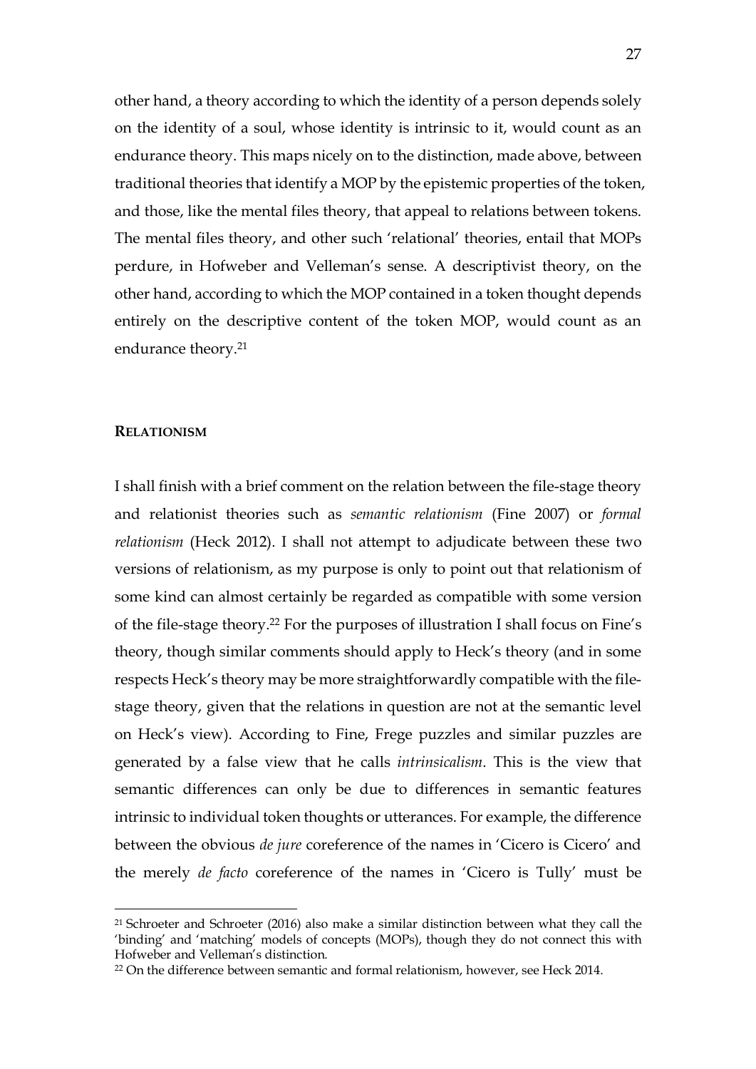other hand, a theory according to which the identity of a person depends solely on the identity of a soul, whose identity is intrinsic to it, would count as an endurance theory. This maps nicely on to the distinction, made above, between traditional theories that identify a MOP by the epistemic properties of the token, and those, like the mental files theory, that appeal to relations between tokens. The mental files theory, and other such 'relational' theories, entail that MOPs perdure, in Hofweber and Velleman's sense. A descriptivist theory, on the other hand, according to which the MOP contained in a token thought depends entirely on the descriptive content of the token MOP, would count as an endurance theory.[21]

## **RELATIONISM**

I shall finish with a brief comment on the relation between the file-stage theory and relationist theories such as *semantic relationism* (Fine 2007) or *formal relationism* (Heck 2012). I shall not attempt to adjudicate between these two versions of relationism, as my purpose is only to point out that relationism of some kind can almost certainly be regarded as compatible with some version of the file-stage theory.[22] For the purposes of illustration I shall focus on Fine's theory, though similar comments should apply to Heck's theory (and in some respects Heck's theory may be more straightforwardly compatible with the file-stage theory, given that the relations in question are not at the semantic level on Heck's view). According to Fine, Frege puzzles and similar puzzles are generated by a false view that he calls *intrinsicalism*. This is the view that semantic differences can only be due to differences in semantic features intrinsic to individual token thoughts or utterances. For example, the difference between the obvious *de jure* coreference of the names in 'Cicero is Cicero' and the merely *de facto* coreference of the names in 'Cicero is Tully' must be

---

[21] Schroeter and Schroeter (2016) also make a similar distinction between what they call the 'binding' and 'matching' models of concepts (MOPs), though they do not connect this with Hofweber and Velleman's distinction.

[22] On the difference between semantic and formal relationism, however, see Heck 2014.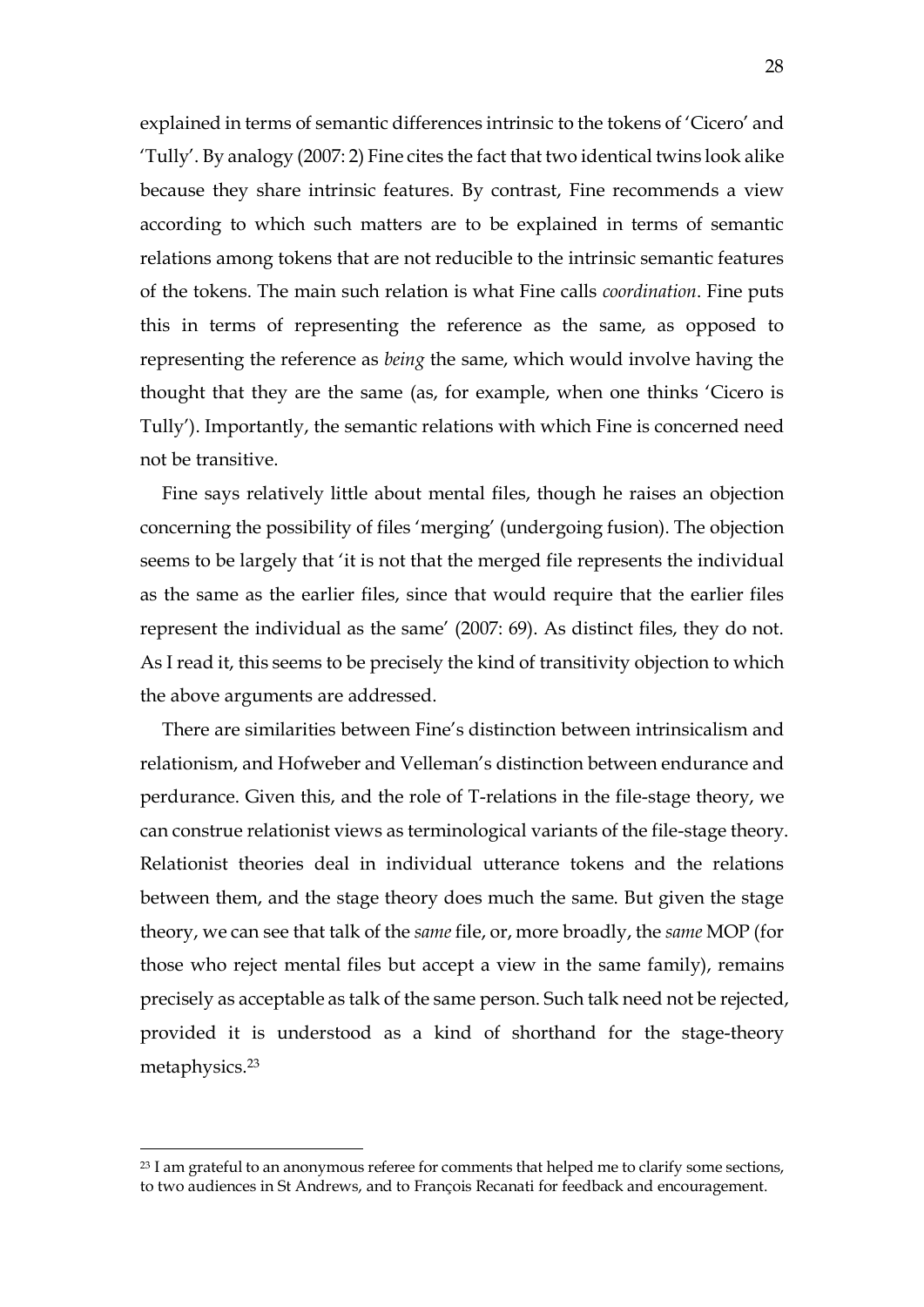explained in terms of semantic differences intrinsic to the tokens of 'Cicero' and 'Tully'. By analogy (2007: 2) Fine cites the fact that two identical twins look alike because they share intrinsic features. By contrast, Fine recommends a view according to which such matters are to be explained in terms of semantic relations among tokens that are not reducible to the intrinsic semantic features of the tokens. The main such relation is what Fine calls *coordination*. Fine puts this in terms of representing the reference as the same, as opposed to representing the reference as *being* the same, which would involve having the thought that they are the same (as, for example, when one thinks 'Cicero is Tully'). Importantly, the semantic relations with which Fine is concerned need not be transitive.

Fine says relatively little about mental files, though he raises an objection concerning the possibility of files 'merging' (undergoing fusion). The objection seems to be largely that 'it is not that the merged file represents the individual as the same as the earlier files, since that would require that the earlier files represent the individual as the same' (2007: 69). As distinct files, they do not. As I read it, this seems to be precisely the kind of transitivity objection to which the above arguments are addressed.

There are similarities between Fine's distinction between intrinsicalism and relationism, and Hofweber and Velleman's distinction between endurance and perdurance. Given this, and the role of T-relations in the file-stage theory, we can construe relationist views as terminological variants of the file-stage theory. Relationist theories deal in individual utterance tokens and the relations between them, and the stage theory does much the same. But given the stage theory, we can see that talk of the *same* file, or, more broadly, the *same* MOP (for those who reject mental files but accept a view in the same family), remains precisely as acceptable as talk of the same person. Such talk need not be rejected, provided it is understood as a kind of shorthand for the stage-theory metaphysics.[23]

[23] I am grateful to an anonymous referee for comments that helped me to clarify some sections, to two audiences in St Andrews, and to François Recanati for feedback and encouragement.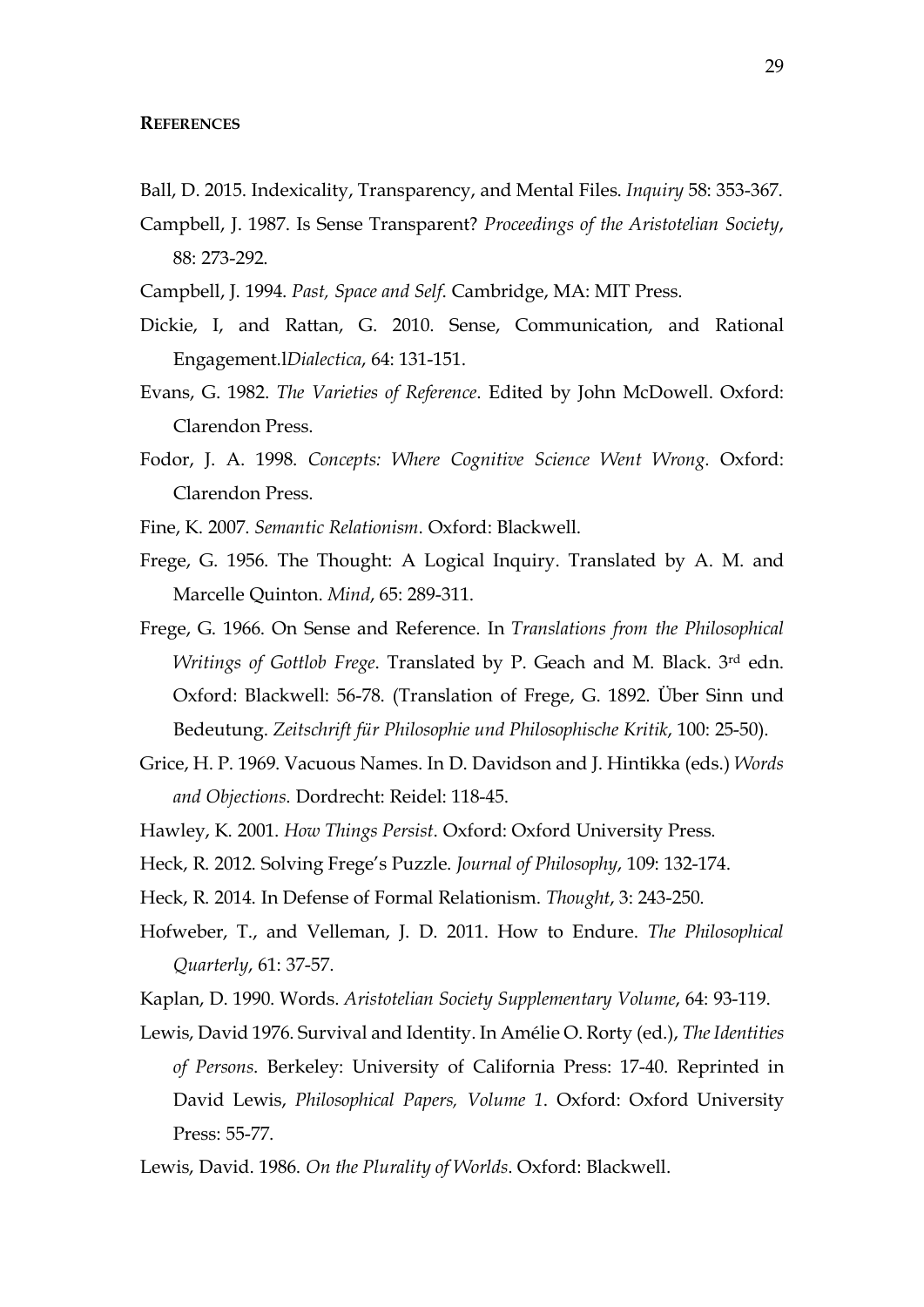**REFERENCES**

Ball, D. 2015. Indexicality, Transparency, and Mental Files. *Inquiry* 58: 353-367.

Campbell, J. 1987. Is Sense Transparent? *Proceedings of the Aristotelian Society*, 88: 273-292.

Campbell, J. 1994. *Past, Space and Self*. Cambridge, MA: MIT Press.

Dickie, I, and Rattan, G. 2010. Sense, Communication, and Rational Engagement.l*Dialectica*, 64: 131-151.

Evans, G. 1982. *The Varieties of Reference*. Edited by John McDowell. Oxford: Clarendon Press.

Fodor, J. A. 1998. *Concepts: Where Cognitive Science Went Wrong*. Oxford: Clarendon Press.

Fine, K. 2007. *Semantic Relationism*. Oxford: Blackwell.

Frege, G. 1956. The Thought: A Logical Inquiry. Translated by A. M. and Marcelle Quinton. *Mind*, 65: 289-311.

Frege, G. 1966. On Sense and Reference. In *Translations from the Philosophical Writings of Gottlob Frege*. Translated by P. Geach and M. Black. 3rd edn. Oxford: Blackwell: 56-78. (Translation of Frege, G. 1892. Über Sinn und Bedeutung. *Zeitschrift für Philosophie und Philosophische Kritik*, 100: 25-50).

Grice, H. P. 1969. Vacuous Names. In D. Davidson and J. Hintikka (eds.) *Words and Objections*. Dordrecht: Reidel: 118-45.

Hawley, K. 2001. *How Things Persist*. Oxford: Oxford University Press.

Heck, R. 2012. Solving Frege's Puzzle. *Journal of Philosophy*, 109: 132-174.

Heck, R. 2014. In Defense of Formal Relationism. *Thought*, 3: 243-250.

Hofweber, T., and Velleman, J. D. 2011. How to Endure. *The Philosophical Quarterly*, 61: 37-57.

Kaplan, D. 1990. Words. *Aristotelian Society Supplementary Volume*, 64: 93-119.

Lewis, David 1976. Survival and Identity. In Amélie O. Rorty (ed.), *The Identities of Persons*. Berkeley: University of California Press: 17-40. Reprinted in David Lewis, *Philosophical Papers, Volume 1*. Oxford: Oxford University Press: 55-77.

Lewis, David. 1986. *On the Plurality of Worlds*. Oxford: Blackwell.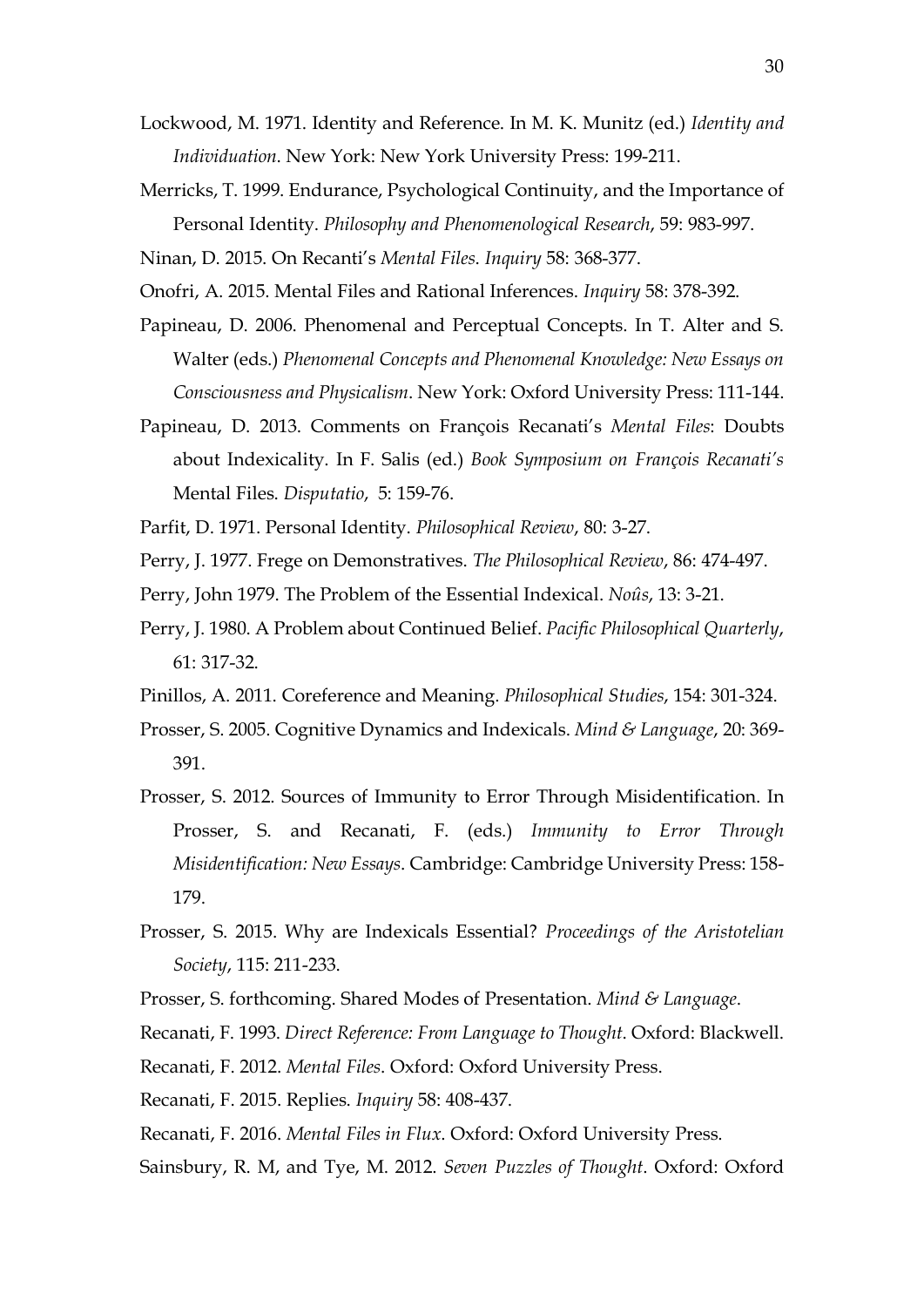Lockwood, M. 1971. Identity and Reference. In M. K. Munitz (ed.) *Identity and Individuation*. New York: New York University Press: 199-211.

Merricks, T. 1999. Endurance, Psychological Continuity, and the Importance of Personal Identity. *Philosophy and Phenomenological Research*, 59: 983-997.

Ninan, D. 2015. On Recanti's *Mental Files*. *Inquiry* 58: 368-377.

Onofri, A. 2015. Mental Files and Rational Inferences. *Inquiry* 58: 378-392.

Papineau, D. 2006. Phenomenal and Perceptual Concepts. In T. Alter and S. Walter (eds.) *Phenomenal Concepts and Phenomenal Knowledge: New Essays on Consciousness and Physicalism*. New York: Oxford University Press: 111-144.

Papineau, D. 2013. Comments on François Recanati's *Mental Files*: Doubts about Indexicality. In F. Salis (ed.) *Book Symposium on François Recanati's* Mental Files. *Disputatio*, 5: 159-76.

Parfit, D. 1971. Personal Identity. *Philosophical Review*, 80: 3-27.

Perry, J. 1977. Frege on Demonstratives. *The Philosophical Review*, 86: 474-497.

Perry, John 1979. The Problem of the Essential Indexical. *Noûs*, 13: 3-21.

Perry, J. 1980. A Problem about Continued Belief. *Pacific Philosophical Quarterly*, 61: 317-32.

Pinillos, A. 2011. Coreference and Meaning. *Philosophical Studies*, 154: 301-324.

Prosser, S. 2005. Cognitive Dynamics and Indexicals. *Mind & Language*, 20: 369-391.

Prosser, S. 2012. Sources of Immunity to Error Through Misidentification. In Prosser, S. and Recanati, F. (eds.) *Immunity to Error Through Misidentification: New Essays*. Cambridge: Cambridge University Press: 158-179.

Prosser, S. 2015. Why are Indexicals Essential? *Proceedings of the Aristotelian Society*, 115: 211-233.

Prosser, S. forthcoming. Shared Modes of Presentation. *Mind & Language*.

Recanati, F. 1993. *Direct Reference: From Language to Thought.* Oxford: Blackwell.

Recanati, F. 2012. *Mental Files*. Oxford: Oxford University Press.

Recanati, F. 2015. Replies. *Inquiry* 58: 408-437.

Recanati, F. 2016. *Mental Files in Flux*. Oxford: Oxford University Press.

Sainsbury, R. M, and Tye, M. 2012. *Seven Puzzles of Thought*. Oxford: Oxford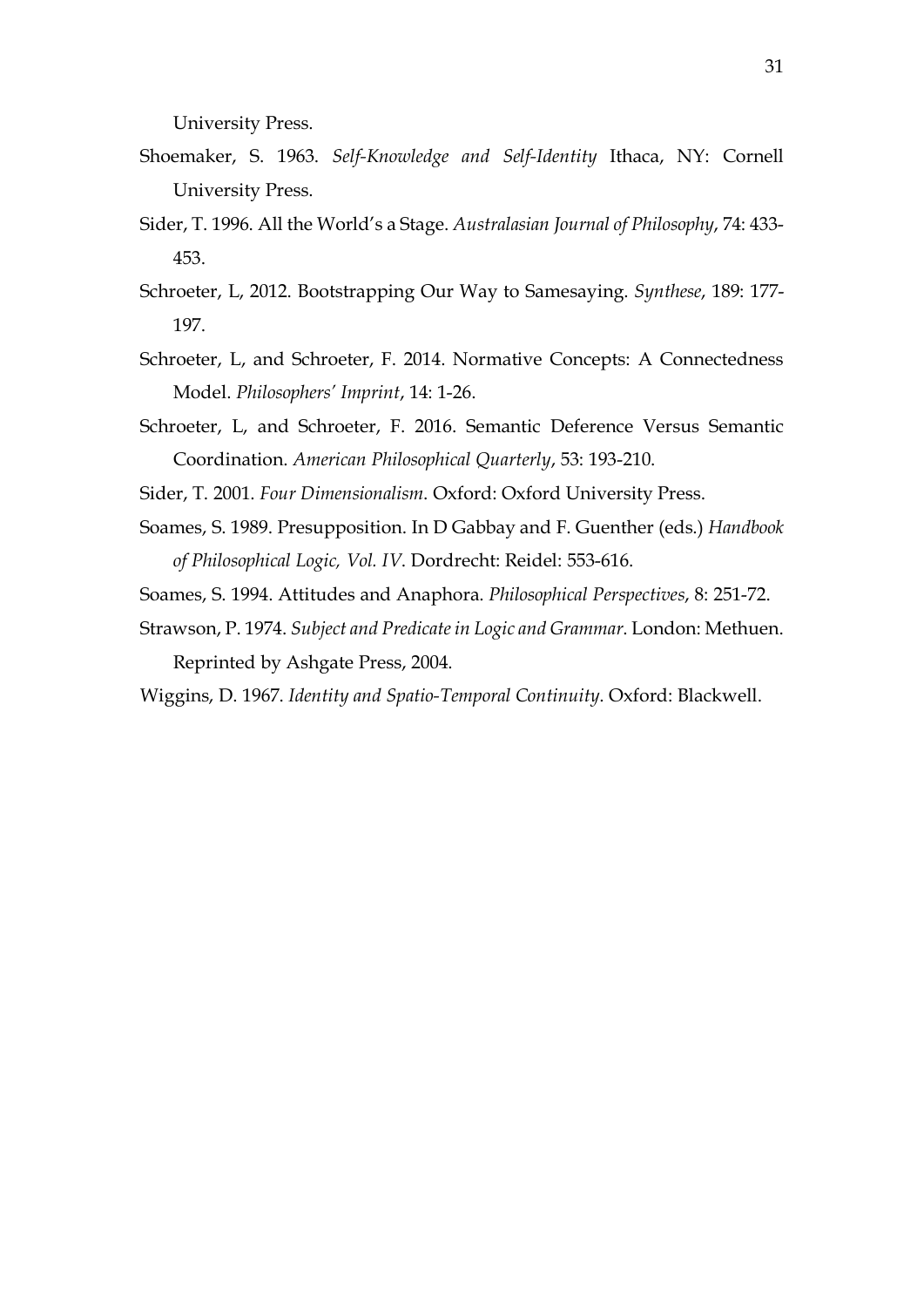University Press.

Shoemaker, S. 1963. *Self-Knowledge and Self-Identity* Ithaca, NY: Cornell University Press.

Sider, T. 1996. All the World's a Stage. *Australasian Journal of Philosophy*, 74: 433-453.

Schroeter, L, 2012. Bootstrapping Our Way to Samesaying. *Synthese*, 189: 177-197.

Schroeter, L, and Schroeter, F. 2014. Normative Concepts: A Connectedness Model. *Philosophers' Imprint*, 14: 1-26.

Schroeter, L, and Schroeter, F. 2016. Semantic Deference Versus Semantic Coordination. *American Philosophical Quarterly*, 53: 193-210.

Sider, T. 2001. *Four Dimensionalism*. Oxford: Oxford University Press.

Soames, S. 1989. Presupposition. In D Gabbay and F. Guenther (eds.) *Handbook of Philosophical Logic, Vol. IV*. Dordrecht: Reidel: 553-616.

Soames, S. 1994. Attitudes and Anaphora. *Philosophical Perspectives*, 8: 251-72.

Strawson, P. 1974. *Subject and Predicate in Logic and Grammar*. London: Methuen. Reprinted by Ashgate Press, 2004.

Wiggins, D. 1967. *Identity and Spatio-Temporal Continuity*. Oxford: Blackwell.